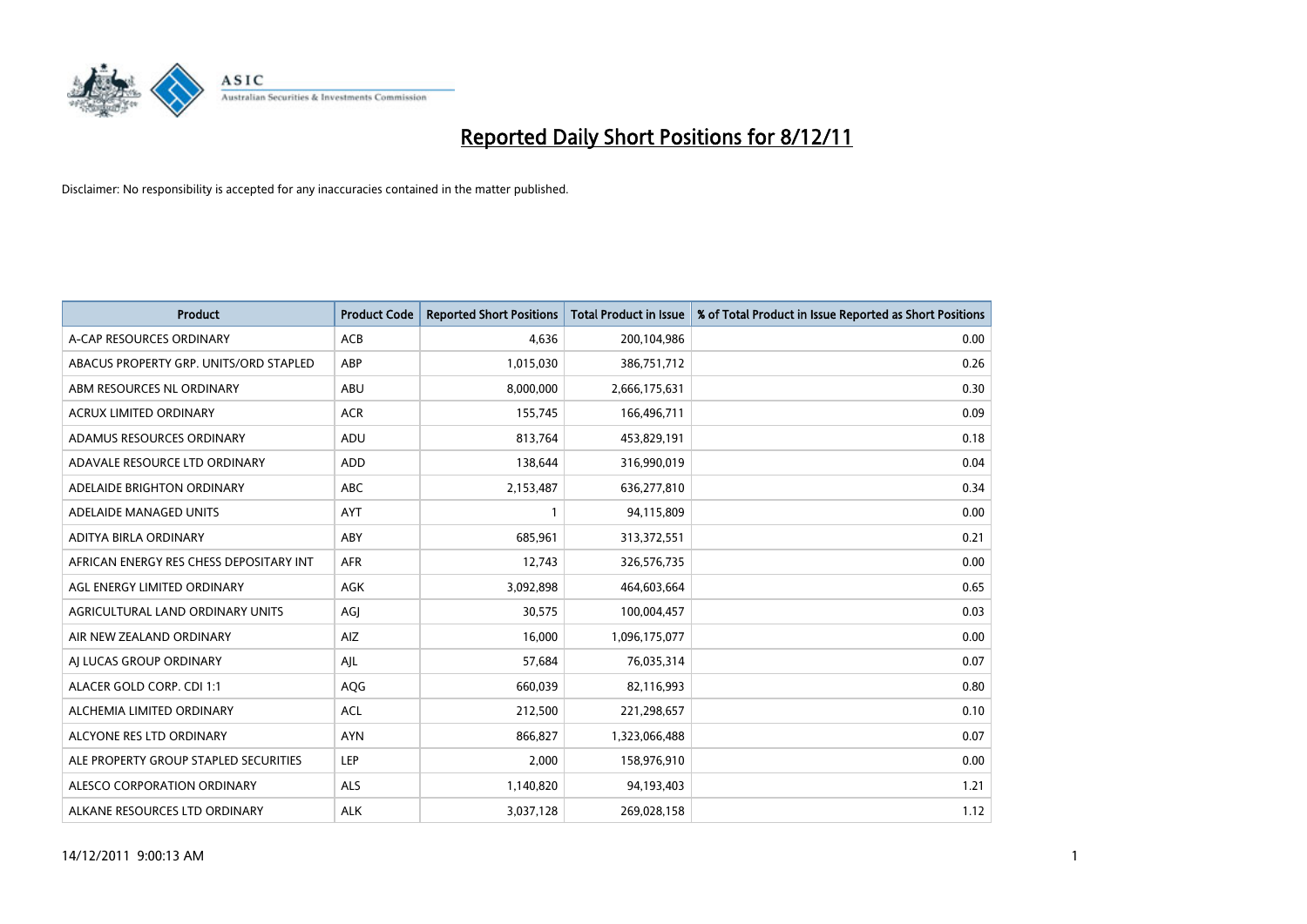# Reported Daily Short Positions for 8/12/11

Disclaimer: No responsibility is accepted for any inaccuracies contained in the matter published.

| Product | Product Code | Reported Short Positions | Total Product in Issue | % of Total Product in Issue Reported as Short Positions |
|---|---|---|---|---|
| A-CAP RESOURCES ORDINARY | ACB | 4,636 | 200,104,986 | 0.00 |
| ABACUS PROPERTY GRP. UNITS/ORD STAPLED | ABP | 1,015,030 | 386,751,712 | 0.26 |
| ABM RESOURCES NL ORDINARY | ABU | 8,000,000 | 2,666,175,631 | 0.30 |
| ACRUX LIMITED ORDINARY | ACR | 155,745 | 166,496,711 | 0.09 |
| ADAMUS RESOURCES ORDINARY | ADU | 813,764 | 453,829,191 | 0.18 |
| ADAVALE RESOURCE LTD ORDINARY | ADD | 138,644 | 316,990,019 | 0.04 |
| ADELAIDE BRIGHTON ORDINARY | ABC | 2,153,487 | 636,277,810 | 0.34 |
| ADELAIDE MANAGED UNITS | AYT | 1 | 94,115,809 | 0.00 |
| ADITYA BIRLA ORDINARY | ABY | 685,961 | 313,372,551 | 0.21 |
| AFRICAN ENERGY RES CHESS DEPOSITARY INT | AFR | 12,743 | 326,576,735 | 0.00 |
| AGL ENERGY LIMITED ORDINARY | AGK | 3,092,898 | 464,603,664 | 0.65 |
| AGRICULTURAL LAND ORDINARY UNITS | AGJ | 30,575 | 100,004,457 | 0.03 |
| AIR NEW ZEALAND ORDINARY | AIZ | 16,000 | 1,096,175,077 | 0.00 |
| AJ LUCAS GROUP ORDINARY | AJL | 57,684 | 76,035,314 | 0.07 |
| ALACER GOLD CORP. CDI 1:1 | AQG | 660,039 | 82,116,993 | 0.80 |
| ALCHEMIA LIMITED ORDINARY | ACL | 212,500 | 221,298,657 | 0.10 |
| ALCYONE RES LTD ORDINARY | AYN | 866,827 | 1,323,066,488 | 0.07 |
| ALE PROPERTY GROUP STAPLED SECURITIES | LEP | 2,000 | 158,976,910 | 0.00 |
| ALESCO CORPORATION ORDINARY | ALS | 1,140,820 | 94,193,403 | 1.21 |
| ALKANE RESOURCES LTD ORDINARY | ALK | 3,037,128 | 269,028,158 | 1.12 |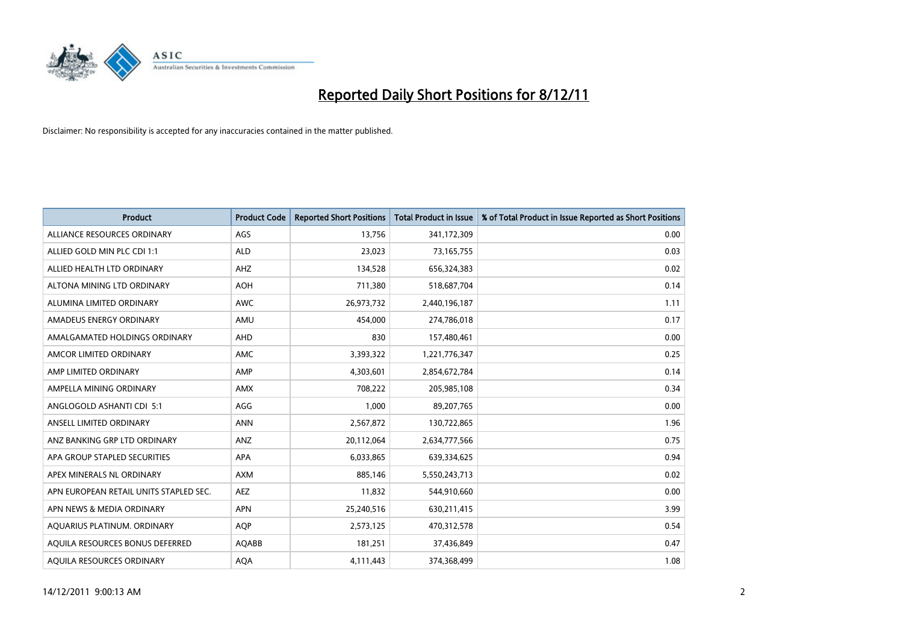# Reported Daily Short Positions for 8/12/11

Disclaimer: No responsibility is accepted for any inaccuracies contained in the matter published.

| Product | Product Code | Reported Short Positions | Total Product in Issue | % of Total Product in Issue Reported as Short Positions |
|---|---|---|---|---|
| ALLIANCE RESOURCES ORDINARY | AGS | 13,756 | 341,172,309 | 0.00 |
| ALLIED GOLD MIN PLC CDI 1:1 | ALD | 23,023 | 73,165,755 | 0.03 |
| ALLIED HEALTH LTD ORDINARY | AHZ | 134,528 | 656,324,383 | 0.02 |
| ALTONA MINING LTD ORDINARY | AOH | 711,380 | 518,687,704 | 0.14 |
| ALUMINA LIMITED ORDINARY | AWC | 26,973,732 | 2,440,196,187 | 1.11 |
| AMADEUS ENERGY ORDINARY | AMU | 454,000 | 274,786,018 | 0.17 |
| AMALGAMATED HOLDINGS ORDINARY | AHD | 830 | 157,480,461 | 0.00 |
| AMCOR LIMITED ORDINARY | AMC | 3,393,322 | 1,221,776,347 | 0.25 |
| AMP LIMITED ORDINARY | AMP | 4,303,601 | 2,854,672,784 | 0.14 |
| AMPELLA MINING ORDINARY | AMX | 708,222 | 205,985,108 | 0.34 |
| ANGLOGOLD ASHANTI CDI 5:1 | AGG | 1,000 | 89,207,765 | 0.00 |
| ANSELL LIMITED ORDINARY | ANN | 2,567,872 | 130,722,865 | 1.96 |
| ANZ BANKING GRP LTD ORDINARY | ANZ | 20,112,064 | 2,634,777,566 | 0.75 |
| APA GROUP STAPLED SECURITIES | APA | 6,033,865 | 639,334,625 | 0.94 |
| APEX MINERALS NL ORDINARY | AXM | 885,146 | 5,550,243,713 | 0.02 |
| APN EUROPEAN RETAIL UNITS STAPLED SEC. | AEZ | 11,832 | 544,910,660 | 0.00 |
| APN NEWS & MEDIA ORDINARY | APN | 25,240,516 | 630,211,415 | 3.99 |
| AQUARIUS PLATINUM. ORDINARY | AQP | 2,573,125 | 470,312,578 | 0.54 |
| AQUILA RESOURCES BONUS DEFERRED | AQABB | 181,251 | 37,436,849 | 0.47 |
| AQUILA RESOURCES ORDINARY | AQA | 4,111,443 | 374,368,499 | 1.08 |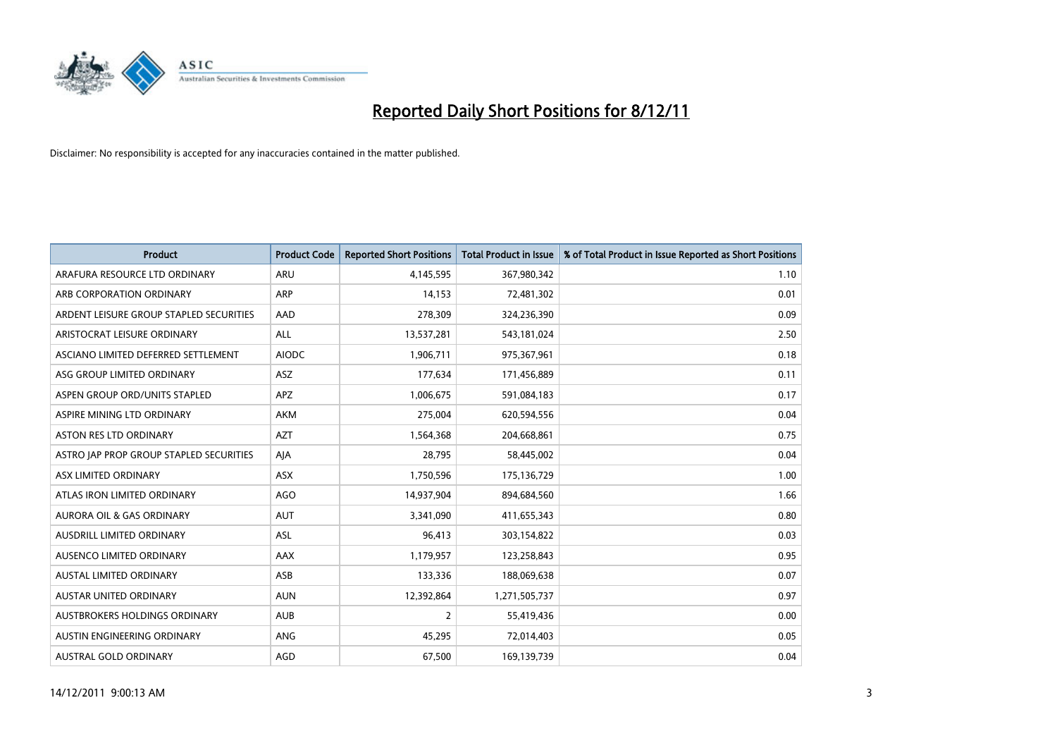# Reported Daily Short Positions for 8/12/11

Disclaimer: No responsibility is accepted for any inaccuracies contained in the matter published.

| Product | Product Code | Reported Short Positions | Total Product in Issue | % of Total Product in Issue Reported as Short Positions |
|---|---|---|---|---|
| ARAFURA RESOURCE LTD ORDINARY | ARU | 4,145,595 | 367,980,342 | 1.10 |
| ARB CORPORATION ORDINARY | ARP | 14,153 | 72,481,302 | 0.01 |
| ARDENT LEISURE GROUP STAPLED SECURITIES | AAD | 278,309 | 324,236,390 | 0.09 |
| ARISTOCRAT LEISURE ORDINARY | ALL | 13,537,281 | 543,181,024 | 2.50 |
| ASCIANO LIMITED DEFERRED SETTLEMENT | AIODC | 1,906,711 | 975,367,961 | 0.18 |
| ASG GROUP LIMITED ORDINARY | ASZ | 177,634 | 171,456,889 | 0.11 |
| ASPEN GROUP ORD/UNITS STAPLED | APZ | 1,006,675 | 591,084,183 | 0.17 |
| ASPIRE MINING LTD ORDINARY | AKM | 275,004 | 620,594,556 | 0.04 |
| ASTON RES LTD ORDINARY | AZT | 1,564,368 | 204,668,861 | 0.75 |
| ASTRO JAP PROP GROUP STAPLED SECURITIES | AJA | 28,795 | 58,445,002 | 0.04 |
| ASX LIMITED ORDINARY | ASX | 1,750,596 | 175,136,729 | 1.00 |
| ATLAS IRON LIMITED ORDINARY | AGO | 14,937,904 | 894,684,560 | 1.66 |
| AURORA OIL & GAS ORDINARY | AUT | 3,341,090 | 411,655,343 | 0.80 |
| AUSDRILL LIMITED ORDINARY | ASL | 96,413 | 303,154,822 | 0.03 |
| AUSENCO LIMITED ORDINARY | AAX | 1,179,957 | 123,258,843 | 0.95 |
| AUSTAL LIMITED ORDINARY | ASB | 133,336 | 188,069,638 | 0.07 |
| AUSTAR UNITED ORDINARY | AUN | 12,392,864 | 1,271,505,737 | 0.97 |
| AUSTBROKERS HOLDINGS ORDINARY | AUB | 2 | 55,419,436 | 0.00 |
| AUSTIN ENGINEERING ORDINARY | ANG | 45,295 | 72,014,403 | 0.05 |
| AUSTRAL GOLD ORDINARY | AGD | 67,500 | 169,139,739 | 0.04 |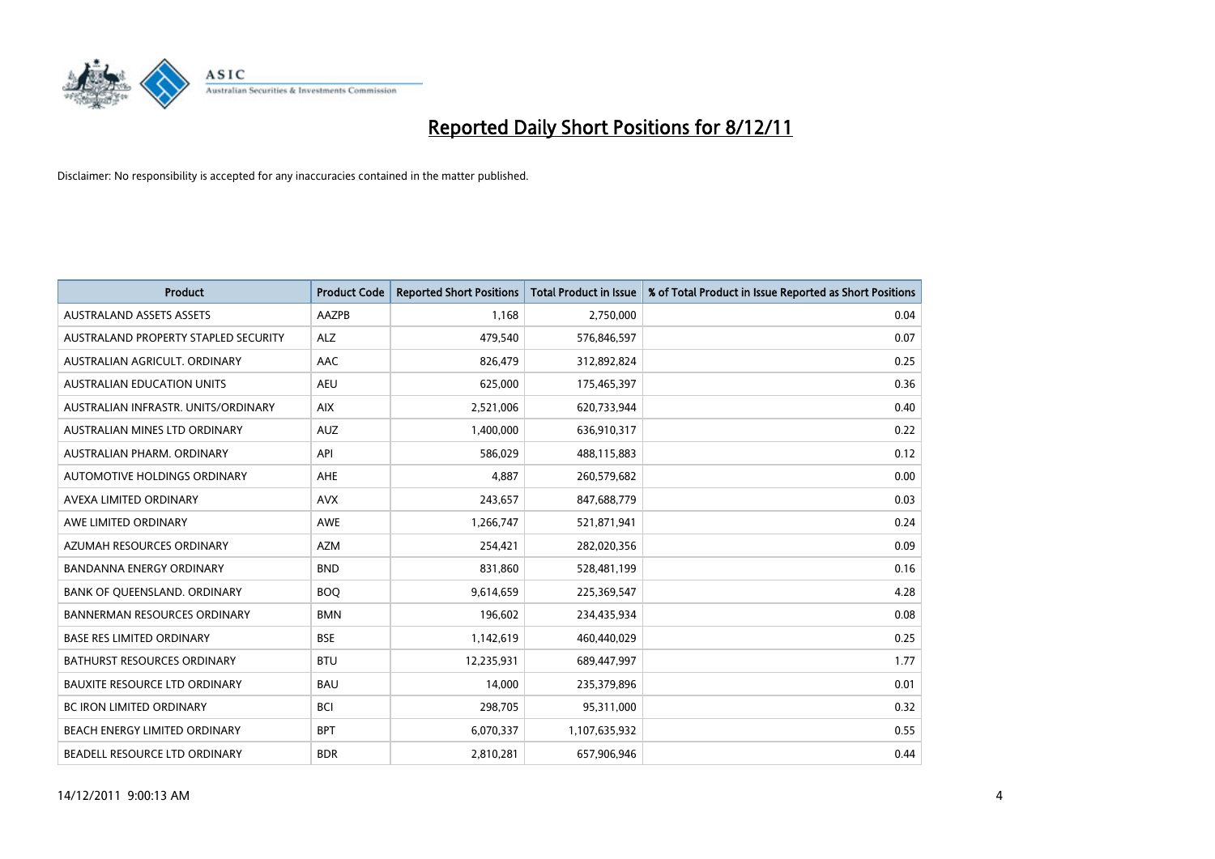# Reported Daily Short Positions for 8/12/11

Disclaimer: No responsibility is accepted for any inaccuracies contained in the matter published.

| Product | Product Code | Reported Short Positions | Total Product in Issue | % of Total Product in Issue Reported as Short Positions |
|---|---|---|---|---|
| AUSTRALAND ASSETS ASSETS | AAZPB | 1,168 | 2,750,000 | 0.04 |
| AUSTRALAND PROPERTY STAPLED SECURITY | ALZ | 479,540 | 576,846,597 | 0.07 |
| AUSTRALIAN AGRICULT. ORDINARY | AAC | 826,479 | 312,892,824 | 0.25 |
| AUSTRALIAN EDUCATION UNITS | AEU | 625,000 | 175,465,397 | 0.36 |
| AUSTRALIAN INFRASTR. UNITS/ORDINARY | AIX | 2,521,006 | 620,733,944 | 0.40 |
| AUSTRALIAN MINES LTD ORDINARY | AUZ | 1,400,000 | 636,910,317 | 0.22 |
| AUSTRALIAN PHARM. ORDINARY | API | 586,029 | 488,115,883 | 0.12 |
| AUTOMOTIVE HOLDINGS ORDINARY | AHE | 4,887 | 260,579,682 | 0.00 |
| AVEXA LIMITED ORDINARY | AVX | 243,657 | 847,688,779 | 0.03 |
| AWE LIMITED ORDINARY | AWE | 1,266,747 | 521,871,941 | 0.24 |
| AZUMAH RESOURCES ORDINARY | AZM | 254,421 | 282,020,356 | 0.09 |
| BANDANNA ENERGY ORDINARY | BND | 831,860 | 528,481,199 | 0.16 |
| BANK OF QUEENSLAND. ORDINARY | BOQ | 9,614,659 | 225,369,547 | 4.28 |
| BANNERMAN RESOURCES ORDINARY | BMN | 196,602 | 234,435,934 | 0.08 |
| BASE RES LIMITED ORDINARY | BSE | 1,142,619 | 460,440,029 | 0.25 |
| BATHURST RESOURCES ORDINARY | BTU | 12,235,931 | 689,447,997 | 1.77 |
| BAUXITE RESOURCE LTD ORDINARY | BAU | 14,000 | 235,379,896 | 0.01 |
| BC IRON LIMITED ORDINARY | BCI | 298,705 | 95,311,000 | 0.32 |
| BEACH ENERGY LIMITED ORDINARY | BPT | 6,070,337 | 1,107,635,932 | 0.55 |
| BEADELL RESOURCE LTD ORDINARY | BDR | 2,810,281 | 657,906,946 | 0.44 |

14/12/2011 9:00:13 AM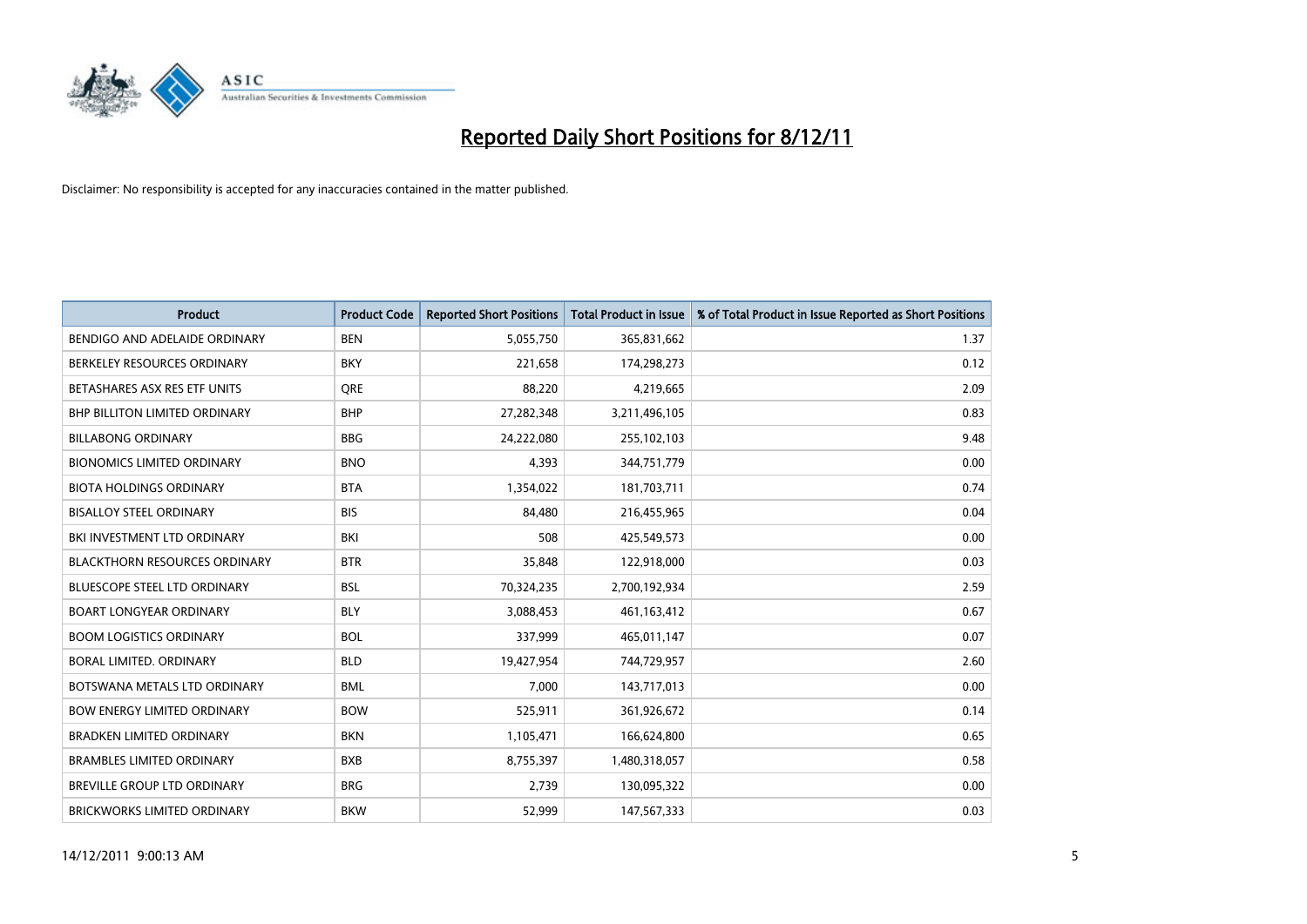# Reported Daily Short Positions for 8/12/11

Disclaimer: No responsibility is accepted for any inaccuracies contained in the matter published.

| Product | Product Code | Reported Short Positions | Total Product in Issue | % of Total Product in Issue Reported as Short Positions |
|---|---|---|---|---|
| BENDIGO AND ADELAIDE ORDINARY | BEN | 5,055,750 | 365,831,662 | 1.37 |
| BERKELEY RESOURCES ORDINARY | BKY | 221,658 | 174,298,273 | 0.12 |
| BETASHARES ASX RES ETF UNITS | QRE | 88,220 | 4,219,665 | 2.09 |
| BHP BILLITON LIMITED ORDINARY | BHP | 27,282,348 | 3,211,496,105 | 0.83 |
| BILLABONG ORDINARY | BBG | 24,222,080 | 255,102,103 | 9.48 |
| BIONOMICS LIMITED ORDINARY | BNO | 4,393 | 344,751,779 | 0.00 |
| BIOTA HOLDINGS ORDINARY | BTA | 1,354,022 | 181,703,711 | 0.74 |
| BISALLOY STEEL ORDINARY | BIS | 84,480 | 216,455,965 | 0.04 |
| BKI INVESTMENT LTD ORDINARY | BKI | 508 | 425,549,573 | 0.00 |
| BLACKTHORN RESOURCES ORDINARY | BTR | 35,848 | 122,918,000 | 0.03 |
| BLUESCOPE STEEL LTD ORDINARY | BSL | 70,324,235 | 2,700,192,934 | 2.59 |
| BOART LONGYEAR ORDINARY | BLY | 3,088,453 | 461,163,412 | 0.67 |
| BOOM LOGISTICS ORDINARY | BOL | 337,999 | 465,011,147 | 0.07 |
| BORAL LIMITED. ORDINARY | BLD | 19,427,954 | 744,729,957 | 2.60 |
| BOTSWANA METALS LTD ORDINARY | BML | 7,000 | 143,717,013 | 0.00 |
| BOW ENERGY LIMITED ORDINARY | BOW | 525,911 | 361,926,672 | 0.14 |
| BRADKEN LIMITED ORDINARY | BKN | 1,105,471 | 166,624,800 | 0.65 |
| BRAMBLES LIMITED ORDINARY | BXB | 8,755,397 | 1,480,318,057 | 0.58 |
| BREVILLE GROUP LTD ORDINARY | BRG | 2,739 | 130,095,322 | 0.00 |
| BRICKWORKS LIMITED ORDINARY | BKW | 52,999 | 147,567,333 | 0.03 |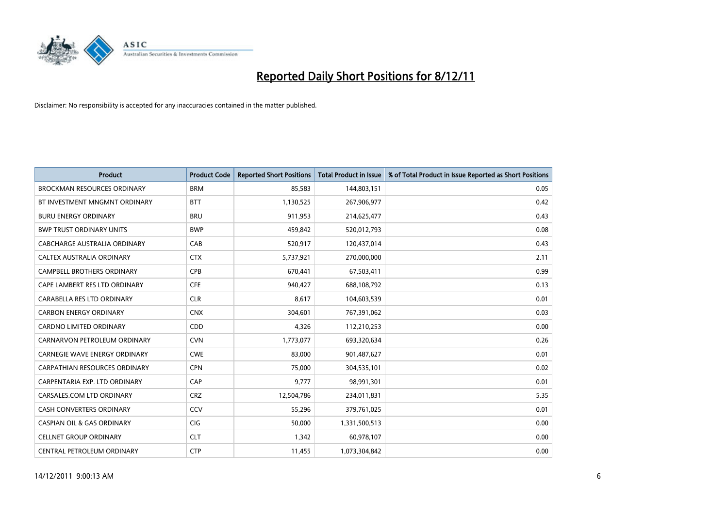# Reported Daily Short Positions for 8/12/11

Disclaimer: No responsibility is accepted for any inaccuracies contained in the matter published.

| Product | Product Code | Reported Short Positions | Total Product in Issue | % of Total Product in Issue Reported as Short Positions |
|---|---|---|---|---|
| BROCKMAN RESOURCES ORDINARY | BRM | 85,583 | 144,803,151 | 0.05 |
| BT INVESTMENT MNGMNT ORDINARY | BTT | 1,130,525 | 267,906,977 | 0.42 |
| BURU ENERGY ORDINARY | BRU | 911,953 | 214,625,477 | 0.43 |
| BWP TRUST ORDINARY UNITS | BWP | 459,842 | 520,012,793 | 0.08 |
| CABCHARGE AUSTRALIA ORDINARY | CAB | 520,917 | 120,437,014 | 0.43 |
| CALTEX AUSTRALIA ORDINARY | CTX | 5,737,921 | 270,000,000 | 2.11 |
| CAMPBELL BROTHERS ORDINARY | CPB | 670,441 | 67,503,411 | 0.99 |
| CAPE LAMBERT RES LTD ORDINARY | CFE | 940,427 | 688,108,792 | 0.13 |
| CARABELLA RES LTD ORDINARY | CLR | 8,617 | 104,603,539 | 0.01 |
| CARBON ENERGY ORDINARY | CNX | 304,601 | 767,391,062 | 0.03 |
| CARDNO LIMITED ORDINARY | CDD | 4,326 | 112,210,253 | 0.00 |
| CARNARVON PETROLEUM ORDINARY | CVN | 1,773,077 | 693,320,634 | 0.26 |
| CARNEGIE WAVE ENERGY ORDINARY | CWE | 83,000 | 901,487,627 | 0.01 |
| CARPATHIAN RESOURCES ORDINARY | CPN | 75,000 | 304,535,101 | 0.02 |
| CARPENTARIA EXP. LTD ORDINARY | CAP | 9,777 | 98,991,301 | 0.01 |
| CARSALES.COM LTD ORDINARY | CRZ | 12,504,786 | 234,011,831 | 5.35 |
| CASH CONVERTERS ORDINARY | CCV | 55,296 | 379,761,025 | 0.01 |
| CASPIAN OIL & GAS ORDINARY | CIG | 50,000 | 1,331,500,513 | 0.00 |
| CELLNET GROUP ORDINARY | CLT | 1,342 | 60,978,107 | 0.00 |
| CENTRAL PETROLEUM ORDINARY | CTP | 11,455 | 1,073,304,842 | 0.00 |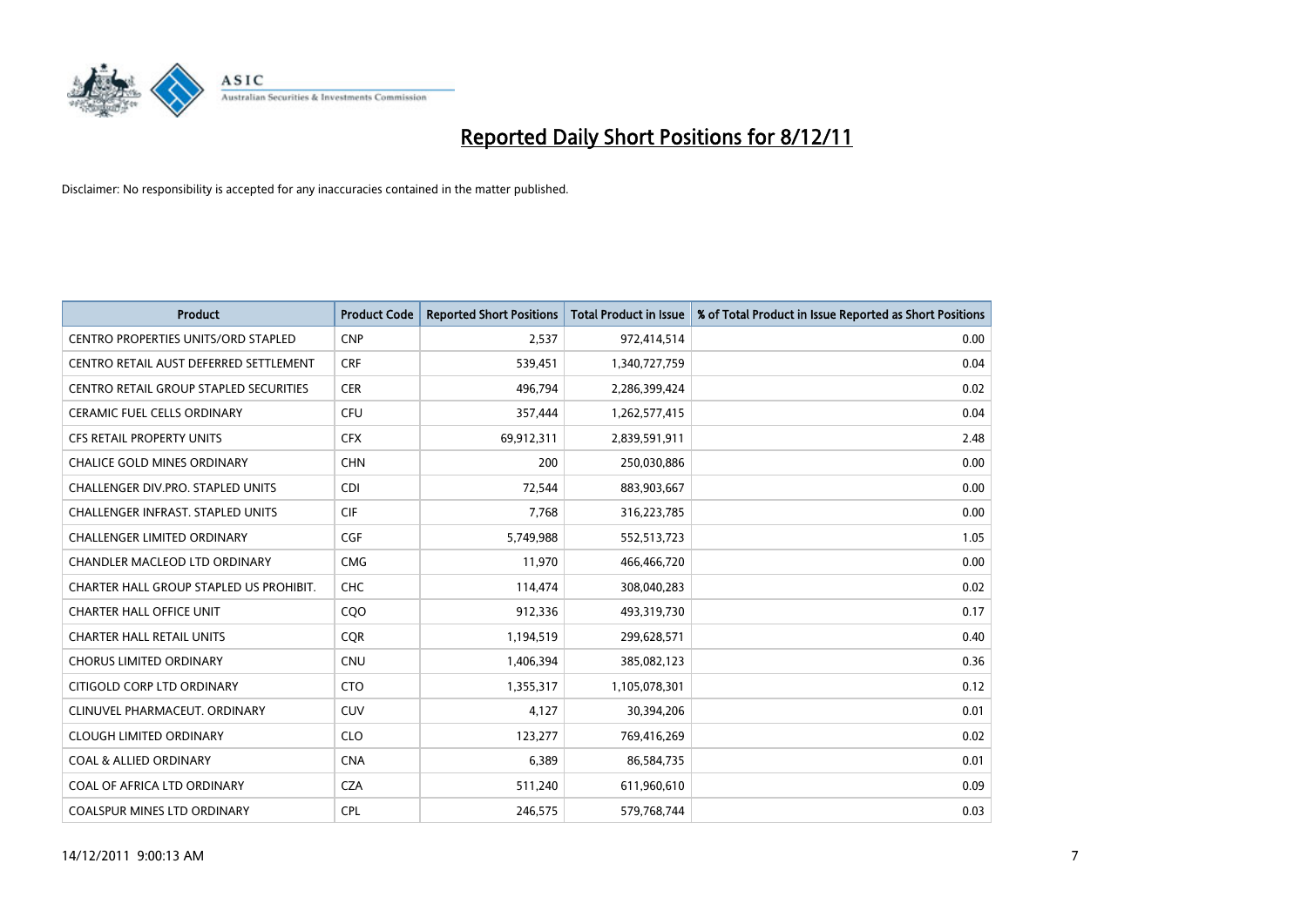# Reported Daily Short Positions for 8/12/11

Disclaimer: No responsibility is accepted for any inaccuracies contained in the matter published.

| Product | Product Code | Reported Short Positions | Total Product in Issue | % of Total Product in Issue Reported as Short Positions |
| --- | --- | --- | --- | --- |
| CENTRO PROPERTIES UNITS/ORD STAPLED | CNP | 2,537 | 972,414,514 | 0.00 |
| CENTRO RETAIL AUST DEFERRED SETTLEMENT | CRF | 539,451 | 1,340,727,759 | 0.04 |
| CENTRO RETAIL GROUP STAPLED SECURITIES | CER | 496,794 | 2,286,399,424 | 0.02 |
| CERAMIC FUEL CELLS ORDINARY | CFU | 357,444 | 1,262,577,415 | 0.04 |
| CFS RETAIL PROPERTY UNITS | CFX | 69,912,311 | 2,839,591,911 | 2.48 |
| CHALICE GOLD MINES ORDINARY | CHN | 200 | 250,030,886 | 0.00 |
| CHALLENGER DIV.PRO. STAPLED UNITS | CDI | 72,544 | 883,903,667 | 0.00 |
| CHALLENGER INFRAST. STAPLED UNITS | CIF | 7,768 | 316,223,785 | 0.00 |
| CHALLENGER LIMITED ORDINARY | CGF | 5,749,988 | 552,513,723 | 1.05 |
| CHANDLER MACLEOD LTD ORDINARY | CMG | 11,970 | 466,466,720 | 0.00 |
| CHARTER HALL GROUP STAPLED US PROHIBIT. | CHC | 114,474 | 308,040,283 | 0.02 |
| CHARTER HALL OFFICE UNIT | CQO | 912,336 | 493,319,730 | 0.17 |
| CHARTER HALL RETAIL UNITS | CQR | 1,194,519 | 299,628,571 | 0.40 |
| CHORUS LIMITED ORDINARY | CNU | 1,406,394 | 385,082,123 | 0.36 |
| CITIGOLD CORP LTD ORDINARY | CTO | 1,355,317 | 1,105,078,301 | 0.12 |
| CLINUVEL PHARMACEUT. ORDINARY | CUV | 4,127 | 30,394,206 | 0.01 |
| CLOUGH LIMITED ORDINARY | CLO | 123,277 | 769,416,269 | 0.02 |
| COAL & ALLIED ORDINARY | CNA | 6,389 | 86,584,735 | 0.01 |
| COAL OF AFRICA LTD ORDINARY | CZA | 511,240 | 611,960,610 | 0.09 |
| COALSPUR MINES LTD ORDINARY | CPL | 246,575 | 579,768,744 | 0.03 |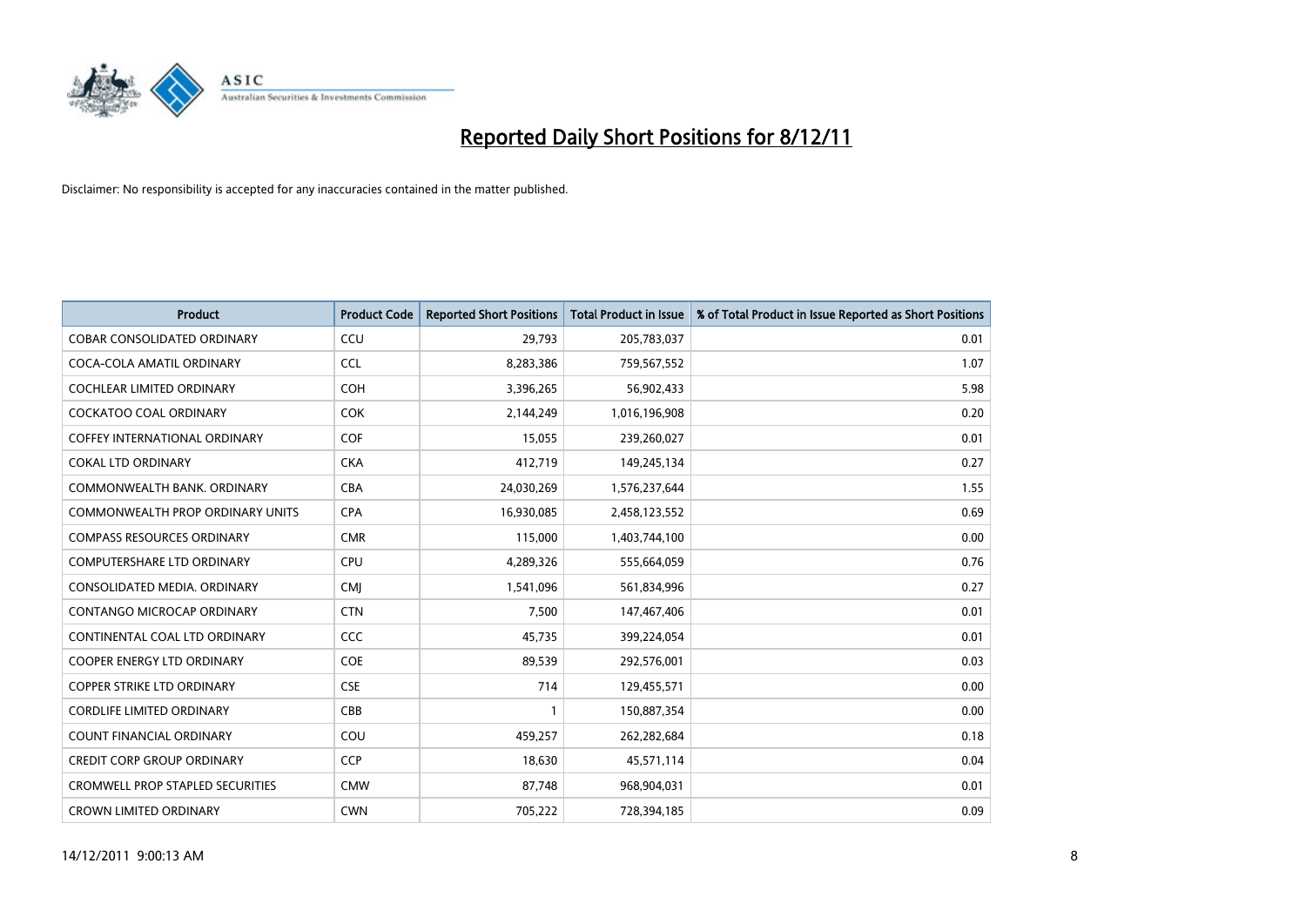# Reported Daily Short Positions for 8/12/11

Disclaimer: No responsibility is accepted for any inaccuracies contained in the matter published.

| Product | Product Code | Reported Short Positions | Total Product in Issue | % of Total Product in Issue Reported as Short Positions |
|---|---|---|---|---|
| COBAR CONSOLIDATED ORDINARY | CCU | 29,793 | 205,783,037 | 0.01 |
| COCA-COLA AMATIL ORDINARY | CCL | 8,283,386 | 759,567,552 | 1.07 |
| COCHLEAR LIMITED ORDINARY | COH | 3,396,265 | 56,902,433 | 5.98 |
| COCKATOO COAL ORDINARY | COK | 2,144,249 | 1,016,196,908 | 0.20 |
| COFFEY INTERNATIONAL ORDINARY | COF | 15,055 | 239,260,027 | 0.01 |
| COKAL LTD ORDINARY | CKA | 412,719 | 149,245,134 | 0.27 |
| COMMONWEALTH BANK. ORDINARY | CBA | 24,030,269 | 1,576,237,644 | 1.55 |
| COMMONWEALTH PROP ORDINARY UNITS | CPA | 16,930,085 | 2,458,123,552 | 0.69 |
| COMPASS RESOURCES ORDINARY | CMR | 115,000 | 1,403,744,100 | 0.00 |
| COMPUTERSHARE LTD ORDINARY | CPU | 4,289,326 | 555,664,059 | 0.76 |
| CONSOLIDATED MEDIA. ORDINARY | CMJ | 1,541,096 | 561,834,996 | 0.27 |
| CONTANGO MICROCAP ORDINARY | CTN | 7,500 | 147,467,406 | 0.01 |
| CONTINENTAL COAL LTD ORDINARY | CCC | 45,735 | 399,224,054 | 0.01 |
| COOPER ENERGY LTD ORDINARY | COE | 89,539 | 292,576,001 | 0.03 |
| COPPER STRIKE LTD ORDINARY | CSE | 714 | 129,455,571 | 0.00 |
| CORDLIFE LIMITED ORDINARY | CBB | 1 | 150,887,354 | 0.00 |
| COUNT FINANCIAL ORDINARY | COU | 459,257 | 262,282,684 | 0.18 |
| CREDIT CORP GROUP ORDINARY | CCP | 18,630 | 45,571,114 | 0.04 |
| CROMWELL PROP STAPLED SECURITIES | CMW | 87,748 | 968,904,031 | 0.01 |
| CROWN LIMITED ORDINARY | CWN | 705,222 | 728,394,185 | 0.09 |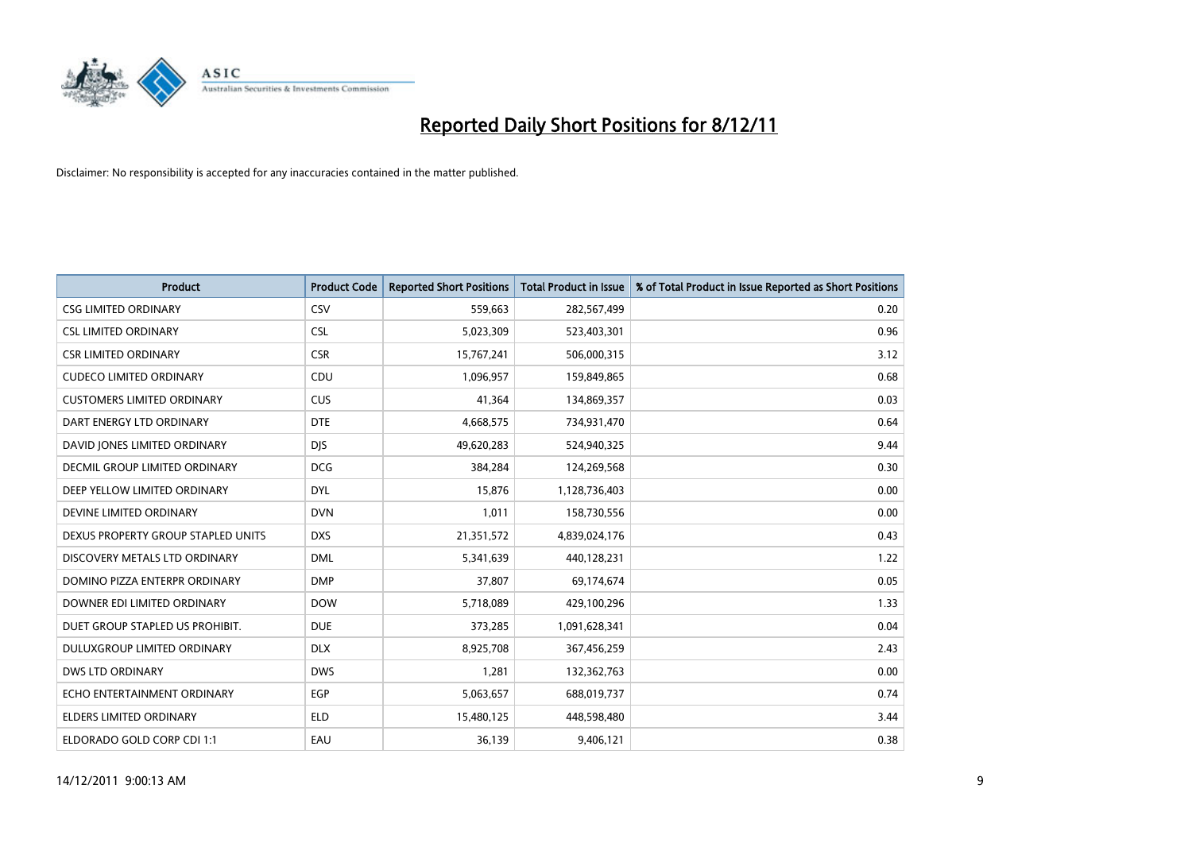# Reported Daily Short Positions for 8/12/11

Disclaimer: No responsibility is accepted for any inaccuracies contained in the matter published.

| Product | Product Code | Reported Short Positions | Total Product in Issue | % of Total Product in Issue Reported as Short Positions |
|---|---|---|---|---|
| CSG LIMITED ORDINARY | CSV | 559,663 | 282,567,499 | 0.20 |
| CSL LIMITED ORDINARY | CSL | 5,023,309 | 523,403,301 | 0.96 |
| CSR LIMITED ORDINARY | CSR | 15,767,241 | 506,000,315 | 3.12 |
| CUDECO LIMITED ORDINARY | CDU | 1,096,957 | 159,849,865 | 0.68 |
| CUSTOMERS LIMITED ORDINARY | CUS | 41,364 | 134,869,357 | 0.03 |
| DART ENERGY LTD ORDINARY | DTE | 4,668,575 | 734,931,470 | 0.64 |
| DAVID JONES LIMITED ORDINARY | DJS | 49,620,283 | 524,940,325 | 9.44 |
| DECMIL GROUP LIMITED ORDINARY | DCG | 384,284 | 124,269,568 | 0.30 |
| DEEP YELLOW LIMITED ORDINARY | DYL | 15,876 | 1,128,736,403 | 0.00 |
| DEVINE LIMITED ORDINARY | DVN | 1,011 | 158,730,556 | 0.00 |
| DEXUS PROPERTY GROUP STAPLED UNITS | DXS | 21,351,572 | 4,839,024,176 | 0.43 |
| DISCOVERY METALS LTD ORDINARY | DML | 5,341,639 | 440,128,231 | 1.22 |
| DOMINO PIZZA ENTERPR ORDINARY | DMP | 37,807 | 69,174,674 | 0.05 |
| DOWNER EDI LIMITED ORDINARY | DOW | 5,718,089 | 429,100,296 | 1.33 |
| DUET GROUP STAPLED US PROHIBIT. | DUE | 373,285 | 1,091,628,341 | 0.04 |
| DULUXGROUP LIMITED ORDINARY | DLX | 8,925,708 | 367,456,259 | 2.43 |
| DWS LTD ORDINARY | DWS | 1,281 | 132,362,763 | 0.00 |
| ECHO ENTERTAINMENT ORDINARY | EGP | 5,063,657 | 688,019,737 | 0.74 |
| ELDERS LIMITED ORDINARY | ELD | 15,480,125 | 448,598,480 | 3.44 |
| ELDORADO GOLD CORP CDI 1:1 | EAU | 36,139 | 9,406,121 | 0.38 |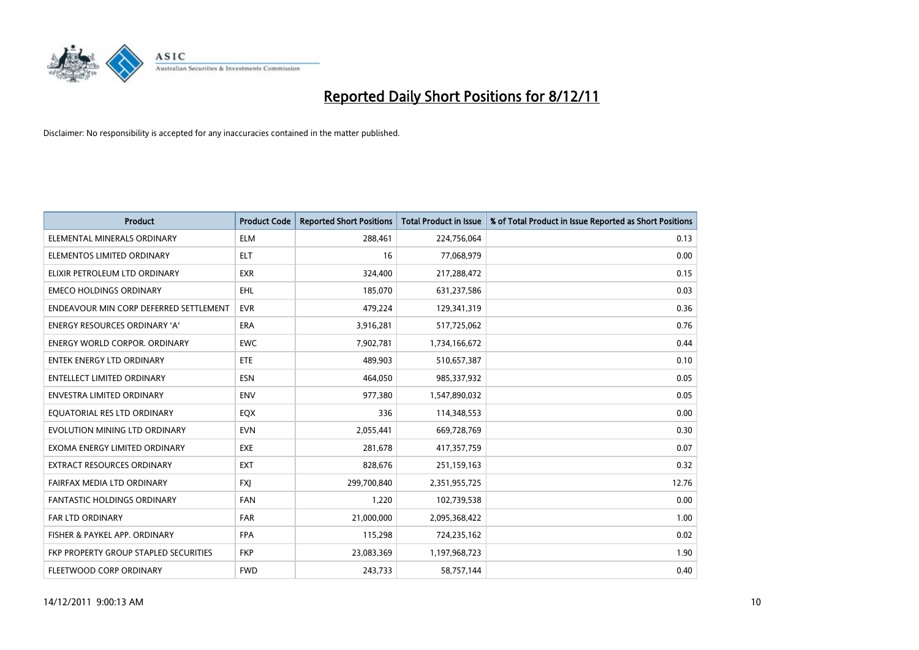# Reported Daily Short Positions for 8/12/11

Disclaimer: No responsibility is accepted for any inaccuracies contained in the matter published.

| Product | Product Code | Reported Short Positions | Total Product in Issue | % of Total Product in Issue Reported as Short Positions |
|---|---|---|---|---|
| ELEMENTAL MINERALS ORDINARY | ELM | 288,461 | 224,756,064 | 0.13 |
| ELEMENTOS LIMITED ORDINARY | ELT | 16 | 77,068,979 | 0.00 |
| ELIXIR PETROLEUM LTD ORDINARY | EXR | 324,400 | 217,288,472 | 0.15 |
| EMECO HOLDINGS ORDINARY | EHL | 185,070 | 631,237,586 | 0.03 |
| ENDEAVOUR MIN CORP DEFERRED SETTLEMENT | EVR | 479,224 | 129,341,319 | 0.36 |
| ENERGY RESOURCES ORDINARY 'A' | ERA | 3,916,281 | 517,725,062 | 0.76 |
| ENERGY WORLD CORPOR. ORDINARY | EWC | 7,902,781 | 1,734,166,672 | 0.44 |
| ENTEK ENERGY LTD ORDINARY | ETE | 489,903 | 510,657,387 | 0.10 |
| ENTELLECT LIMITED ORDINARY | ESN | 464,050 | 985,337,932 | 0.05 |
| ENVESTRA LIMITED ORDINARY | ENV | 977,380 | 1,547,890,032 | 0.05 |
| EQUATORIAL RES LTD ORDINARY | EQX | 336 | 114,348,553 | 0.00 |
| EVOLUTION MINING LTD ORDINARY | EVN | 2,055,441 | 669,728,769 | 0.30 |
| EXOMA ENERGY LIMITED ORDINARY | EXE | 281,678 | 417,357,759 | 0.07 |
| EXTRACT RESOURCES ORDINARY | EXT | 828,676 | 251,159,163 | 0.32 |
| FAIRFAX MEDIA LTD ORDINARY | FXJ | 299,700,840 | 2,351,955,725 | 12.76 |
| FANTASTIC HOLDINGS ORDINARY | FAN | 1,220 | 102,739,538 | 0.00 |
| FAR LTD ORDINARY | FAR | 21,000,000 | 2,095,368,422 | 1.00 |
| FISHER & PAYKEL APP. ORDINARY | FPA | 115,298 | 724,235,162 | 0.02 |
| FKP PROPERTY GROUP STAPLED SECURITIES | FKP | 23,083,369 | 1,197,968,723 | 1.90 |
| FLEETWOOD CORP ORDINARY | FWD | 243,733 | 58,757,144 | 0.40 |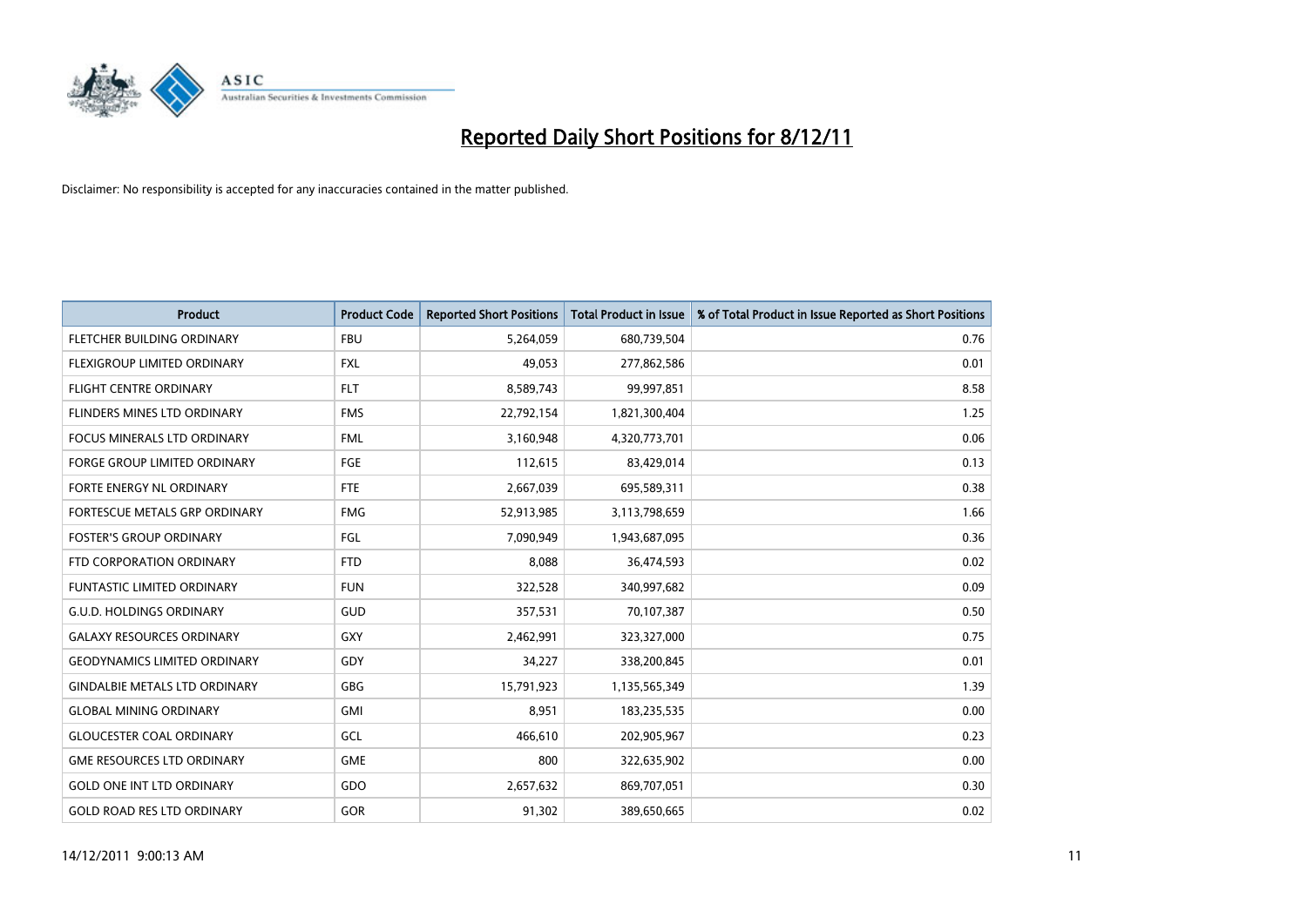# Reported Daily Short Positions for 8/12/11

Disclaimer: No responsibility is accepted for any inaccuracies contained in the matter published.

| Product | Product Code | Reported Short Positions | Total Product in Issue | % of Total Product in Issue Reported as Short Positions |
|---|---|---|---|---|
| FLETCHER BUILDING ORDINARY | FBU | 5,264,059 | 680,739,504 | 0.76 |
| FLEXIGROUP LIMITED ORDINARY | FXL | 49,053 | 277,862,586 | 0.01 |
| FLIGHT CENTRE ORDINARY | FLT | 8,589,743 | 99,997,851 | 8.58 |
| FLINDERS MINES LTD ORDINARY | FMS | 22,792,154 | 1,821,300,404 | 1.25 |
| FOCUS MINERALS LTD ORDINARY | FML | 3,160,948 | 4,320,773,701 | 0.06 |
| FORGE GROUP LIMITED ORDINARY | FGE | 112,615 | 83,429,014 | 0.13 |
| FORTE ENERGY NL ORDINARY | FTE | 2,667,039 | 695,589,311 | 0.38 |
| FORTESCUE METALS GRP ORDINARY | FMG | 52,913,985 | 3,113,798,659 | 1.66 |
| FOSTER'S GROUP ORDINARY | FGL | 7,090,949 | 1,943,687,095 | 0.36 |
| FTD CORPORATION ORDINARY | FTD | 8,088 | 36,474,593 | 0.02 |
| FUNTASTIC LIMITED ORDINARY | FUN | 322,528 | 340,997,682 | 0.09 |
| G.U.D. HOLDINGS ORDINARY | GUD | 357,531 | 70,107,387 | 0.50 |
| GALAXY RESOURCES ORDINARY | GXY | 2,462,991 | 323,327,000 | 0.75 |
| GEODYNAMICS LIMITED ORDINARY | GDY | 34,227 | 338,200,845 | 0.01 |
| GINDALBIE METALS LTD ORDINARY | GBG | 15,791,923 | 1,135,565,349 | 1.39 |
| GLOBAL MINING ORDINARY | GMI | 8,951 | 183,235,535 | 0.00 |
| GLOUCESTER COAL ORDINARY | GCL | 466,610 | 202,905,967 | 0.23 |
| GME RESOURCES LTD ORDINARY | GME | 800 | 322,635,902 | 0.00 |
| GOLD ONE INT LTD ORDINARY | GDO | 2,657,632 | 869,707,051 | 0.30 |
| GOLD ROAD RES LTD ORDINARY | GOR | 91,302 | 389,650,665 | 0.02 |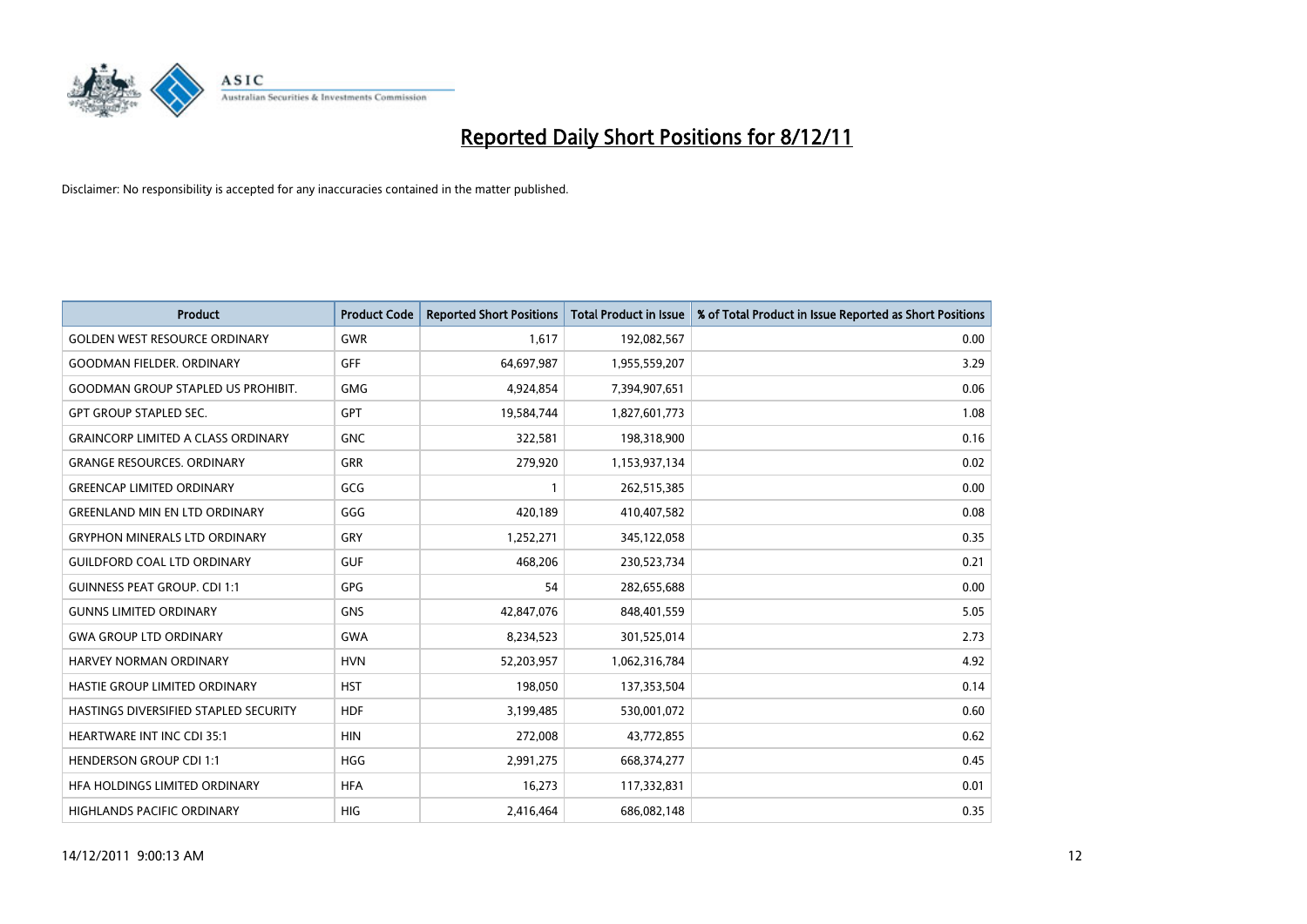# Reported Daily Short Positions for 8/12/11

Disclaimer: No responsibility is accepted for any inaccuracies contained in the matter published.

| Product | Product Code | Reported Short Positions | Total Product in Issue | % of Total Product in Issue Reported as Short Positions |
| --- | --- | --- | --- | --- |
| GOLDEN WEST RESOURCE ORDINARY | GWR | 1,617 | 192,082,567 | 0.00 |
| GOODMAN FIELDER. ORDINARY | GFF | 64,697,987 | 1,955,559,207 | 3.29 |
| GOODMAN GROUP STAPLED US PROHIBIT. | GMG | 4,924,854 | 7,394,907,651 | 0.06 |
| GPT GROUP STAPLED SEC. | GPT | 19,584,744 | 1,827,601,773 | 1.08 |
| GRAINCORP LIMITED A CLASS ORDINARY | GNC | 322,581 | 198,318,900 | 0.16 |
| GRANGE RESOURCES. ORDINARY | GRR | 279,920 | 1,153,937,134 | 0.02 |
| GREENCAP LIMITED ORDINARY | GCG | 1 | 262,515,385 | 0.00 |
| GREENLAND MIN EN LTD ORDINARY | GGG | 420,189 | 410,407,582 | 0.08 |
| GRYPHON MINERALS LTD ORDINARY | GRY | 1,252,271 | 345,122,058 | 0.35 |
| GUILDFORD COAL LTD ORDINARY | GUF | 468,206 | 230,523,734 | 0.21 |
| GUINNESS PEAT GROUP. CDI 1:1 | GPG | 54 | 282,655,688 | 0.00 |
| GUNNS LIMITED ORDINARY | GNS | 42,847,076 | 848,401,559 | 5.05 |
| GWA GROUP LTD ORDINARY | GWA | 8,234,523 | 301,525,014 | 2.73 |
| HARVEY NORMAN ORDINARY | HVN | 52,203,957 | 1,062,316,784 | 4.92 |
| HASTIE GROUP LIMITED ORDINARY | HST | 198,050 | 137,353,504 | 0.14 |
| HASTINGS DIVERSIFIED STAPLED SECURITY | HDF | 3,199,485 | 530,001,072 | 0.60 |
| HEARTWARE INT INC CDI 35:1 | HIN | 272,008 | 43,772,855 | 0.62 |
| HENDERSON GROUP CDI 1:1 | HGG | 2,991,275 | 668,374,277 | 0.45 |
| HFA HOLDINGS LIMITED ORDINARY | HFA | 16,273 | 117,332,831 | 0.01 |
| HIGHLANDS PACIFIC ORDINARY | HIG | 2,416,464 | 686,082,148 | 0.35 |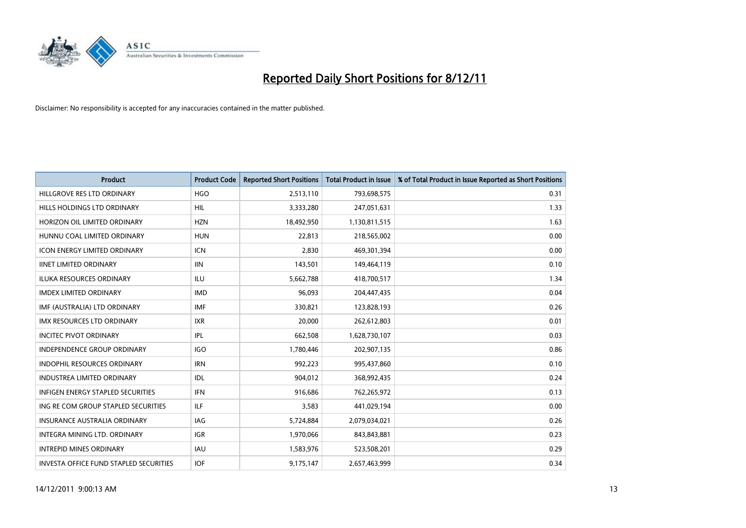# Reported Daily Short Positions for 8/12/11

Disclaimer: No responsibility is accepted for any inaccuracies contained in the matter published.

| Product | Product Code | Reported Short Positions | Total Product in Issue | % of Total Product in Issue Reported as Short Positions |
|---|---|---|---|---|
| HILLGROVE RES LTD ORDINARY | HGO | 2,513,110 | 793,698,575 | 0.31 |
| HILLS HOLDINGS LTD ORDINARY | HIL | 3,333,280 | 247,051,631 | 1.33 |
| HORIZON OIL LIMITED ORDINARY | HZN | 18,492,950 | 1,130,811,515 | 1.63 |
| HUNNU COAL LIMITED ORDINARY | HUN | 22,813 | 218,565,002 | 0.00 |
| ICON ENERGY LIMITED ORDINARY | ICN | 2,830 | 469,301,394 | 0.00 |
| IINET LIMITED ORDINARY | IIN | 143,501 | 149,464,119 | 0.10 |
| ILUKA RESOURCES ORDINARY | ILU | 5,662,788 | 418,700,517 | 1.34 |
| IMDEX LIMITED ORDINARY | IMD | 96,093 | 204,447,435 | 0.04 |
| IMF (AUSTRALIA) LTD ORDINARY | IMF | 330,821 | 123,828,193 | 0.26 |
| IMX RESOURCES LTD ORDINARY | IXR | 20,000 | 262,612,803 | 0.01 |
| INCITEC PIVOT ORDINARY | IPL | 662,508 | 1,628,730,107 | 0.03 |
| INDEPENDENCE GROUP ORDINARY | IGO | 1,780,446 | 202,907,135 | 0.86 |
| INDOPHIL RESOURCES ORDINARY | IRN | 992,223 | 995,437,860 | 0.10 |
| INDUSTREA LIMITED ORDINARY | IDL | 904,012 | 368,992,435 | 0.24 |
| INFIGEN ENERGY STAPLED SECURITIES | IFN | 916,686 | 762,265,972 | 0.13 |
| ING RE COM GROUP STAPLED SECURITIES | ILF | 3,583 | 441,029,194 | 0.00 |
| INSURANCE AUSTRALIA ORDINARY | IAG | 5,724,884 | 2,079,034,021 | 0.26 |
| INTEGRA MINING LTD. ORDINARY | IGR | 1,970,066 | 843,843,881 | 0.23 |
| INTREPID MINES ORDINARY | IAU | 1,583,976 | 523,508,201 | 0.29 |
| INVESTA OFFICE FUND STAPLED SECURITIES | IOF | 9,175,147 | 2,657,463,999 | 0.34 |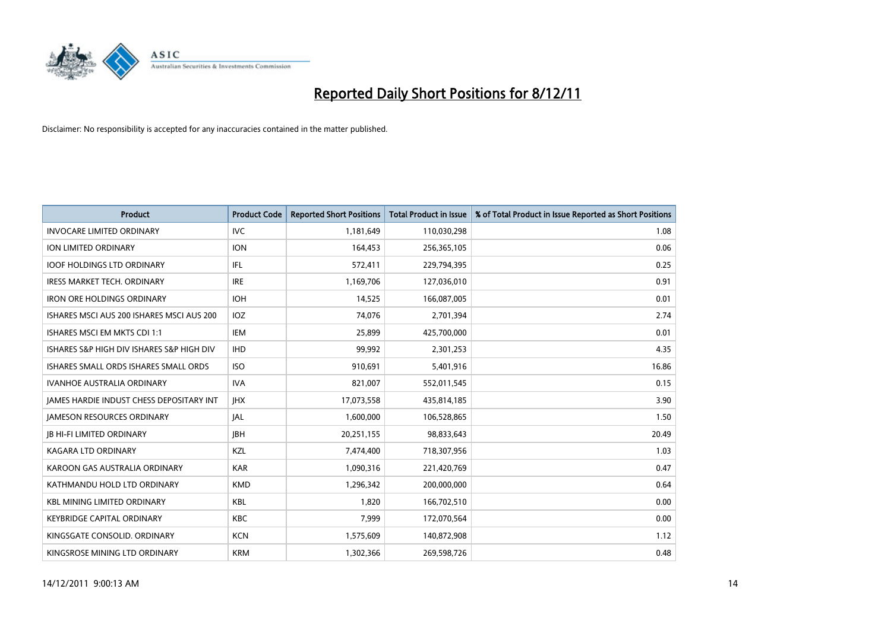# Reported Daily Short Positions for 8/12/11

Disclaimer: No responsibility is accepted for any inaccuracies contained in the matter published.

| Product | Product Code | Reported Short Positions | Total Product in Issue | % of Total Product in Issue Reported as Short Positions |
|---|---|---|---|---|
| INVOCARE LIMITED ORDINARY | IVC | 1,181,649 | 110,030,298 | 1.08 |
| ION LIMITED ORDINARY | ION | 164,453 | 256,365,105 | 0.06 |
| IOOF HOLDINGS LTD ORDINARY | IFL | 572,411 | 229,794,395 | 0.25 |
| IRESS MARKET TECH. ORDINARY | IRE | 1,169,706 | 127,036,010 | 0.91 |
| IRON ORE HOLDINGS ORDINARY | IOH | 14,525 | 166,087,005 | 0.01 |
| ISHARES MSCI AUS 200 ISHARES MSCI AUS 200 | IOZ | 74,076 | 2,701,394 | 2.74 |
| ISHARES MSCI EM MKTS CDI 1:1 | IEM | 25,899 | 425,700,000 | 0.01 |
| ISHARES S&P HIGH DIV ISHARES S&P HIGH DIV | IHD | 99,992 | 2,301,253 | 4.35 |
| ISHARES SMALL ORDS ISHARES SMALL ORDS | ISO | 910,691 | 5,401,916 | 16.86 |
| IVANHOE AUSTRALIA ORDINARY | IVA | 821,007 | 552,011,545 | 0.15 |
| JAMES HARDIE INDUST CHESS DEPOSITARY INT | JHX | 17,073,558 | 435,814,185 | 3.90 |
| JAMESON RESOURCES ORDINARY | JAL | 1,600,000 | 106,528,865 | 1.50 |
| JB HI-FI LIMITED ORDINARY | JBH | 20,251,155 | 98,833,643 | 20.49 |
| KAGARA LTD ORDINARY | KZL | 7,474,400 | 718,307,956 | 1.03 |
| KAROON GAS AUSTRALIA ORDINARY | KAR | 1,090,316 | 221,420,769 | 0.47 |
| KATHMANDU HOLD LTD ORDINARY | KMD | 1,296,342 | 200,000,000 | 0.64 |
| KBL MINING LIMITED ORDINARY | KBL | 1,820 | 166,702,510 | 0.00 |
| KEYBRIDGE CAPITAL ORDINARY | KBC | 7,999 | 172,070,564 | 0.00 |
| KINGSGATE CONSOLID. ORDINARY | KCN | 1,575,609 | 140,872,908 | 1.12 |
| KINGSROSE MINING LTD ORDINARY | KRM | 1,302,366 | 269,598,726 | 0.48 |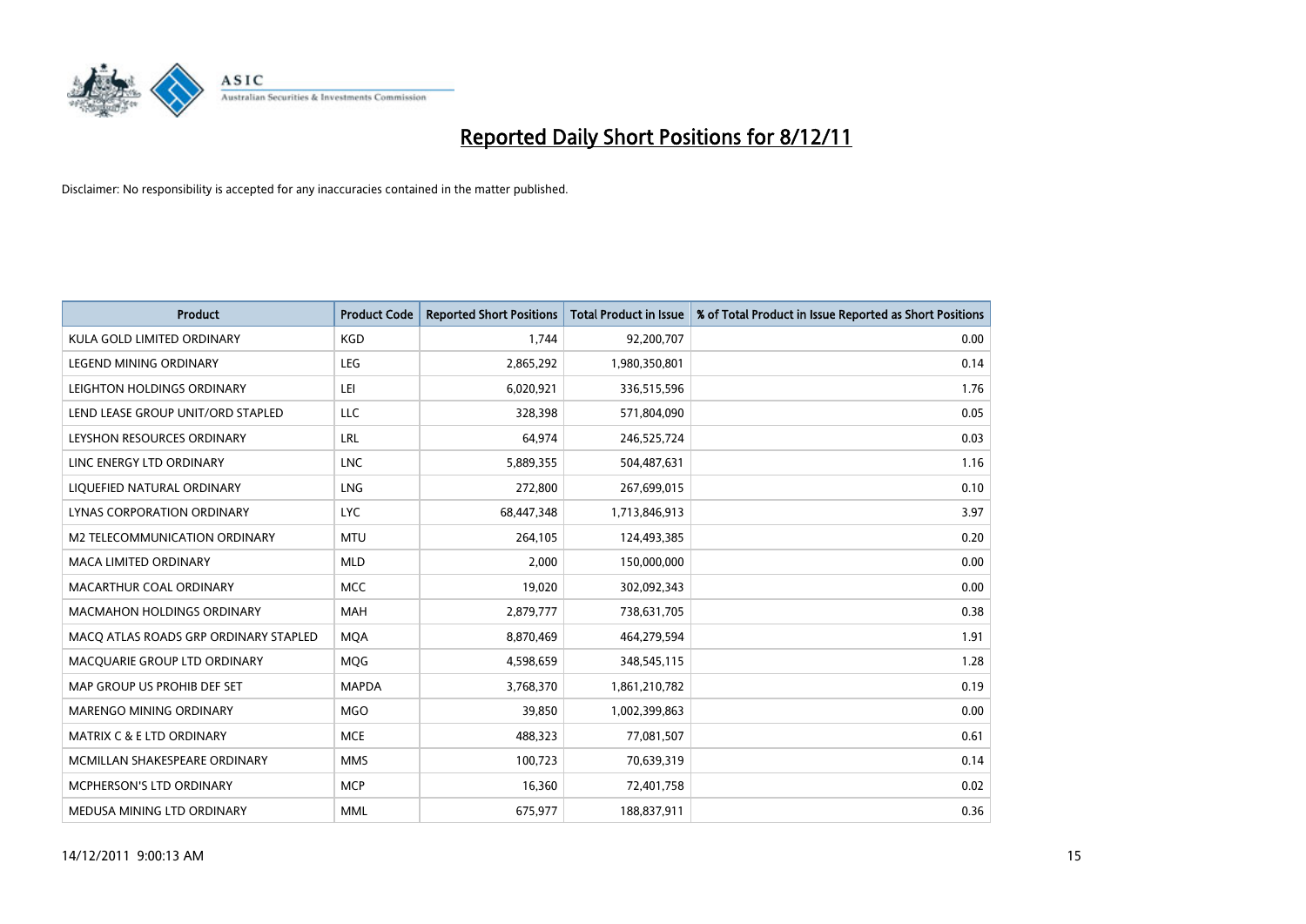# Reported Daily Short Positions for 8/12/11

Disclaimer: No responsibility is accepted for any inaccuracies contained in the matter published.

| Product | Product Code | Reported Short Positions | Total Product in Issue | % of Total Product in Issue Reported as Short Positions |
|---|---|---|---|---|
| KULA GOLD LIMITED ORDINARY | KGD | 1,744 | 92,200,707 | 0.00 |
| LEGEND MINING ORDINARY | LEG | 2,865,292 | 1,980,350,801 | 0.14 |
| LEIGHTON HOLDINGS ORDINARY | LEI | 6,020,921 | 336,515,596 | 1.76 |
| LEND LEASE GROUP UNIT/ORD STAPLED | LLC | 328,398 | 571,804,090 | 0.05 |
| LEYSHON RESOURCES ORDINARY | LRL | 64,974 | 246,525,724 | 0.03 |
| LINC ENERGY LTD ORDINARY | LNC | 5,889,355 | 504,487,631 | 1.16 |
| LIQUEFIED NATURAL ORDINARY | LNG | 272,800 | 267,699,015 | 0.10 |
| LYNAS CORPORATION ORDINARY | LYC | 68,447,348 | 1,713,846,913 | 3.97 |
| M2 TELECOMMUNICATION ORDINARY | MTU | 264,105 | 124,493,385 | 0.20 |
| MACA LIMITED ORDINARY | MLD | 2,000 | 150,000,000 | 0.00 |
| MACARTHUR COAL ORDINARY | MCC | 19,020 | 302,092,343 | 0.00 |
| MACMAHON HOLDINGS ORDINARY | MAH | 2,879,777 | 738,631,705 | 0.38 |
| MACQ ATLAS ROADS GRP ORDINARY STAPLED | MQA | 8,870,469 | 464,279,594 | 1.91 |
| MACQUARIE GROUP LTD ORDINARY | MQG | 4,598,659 | 348,545,115 | 1.28 |
| MAP GROUP US PROHIB DEF SET | MAPDA | 3,768,370 | 1,861,210,782 | 0.19 |
| MARENGO MINING ORDINARY | MGO | 39,850 | 1,002,399,863 | 0.00 |
| MATRIX C & E LTD ORDINARY | MCE | 488,323 | 77,081,507 | 0.61 |
| MCMILLAN SHAKESPEARE ORDINARY | MMS | 100,723 | 70,639,319 | 0.14 |
| MCPHERSON'S LTD ORDINARY | MCP | 16,360 | 72,401,758 | 0.02 |
| MEDUSA MINING LTD ORDINARY | MML | 675,977 | 188,837,911 | 0.36 |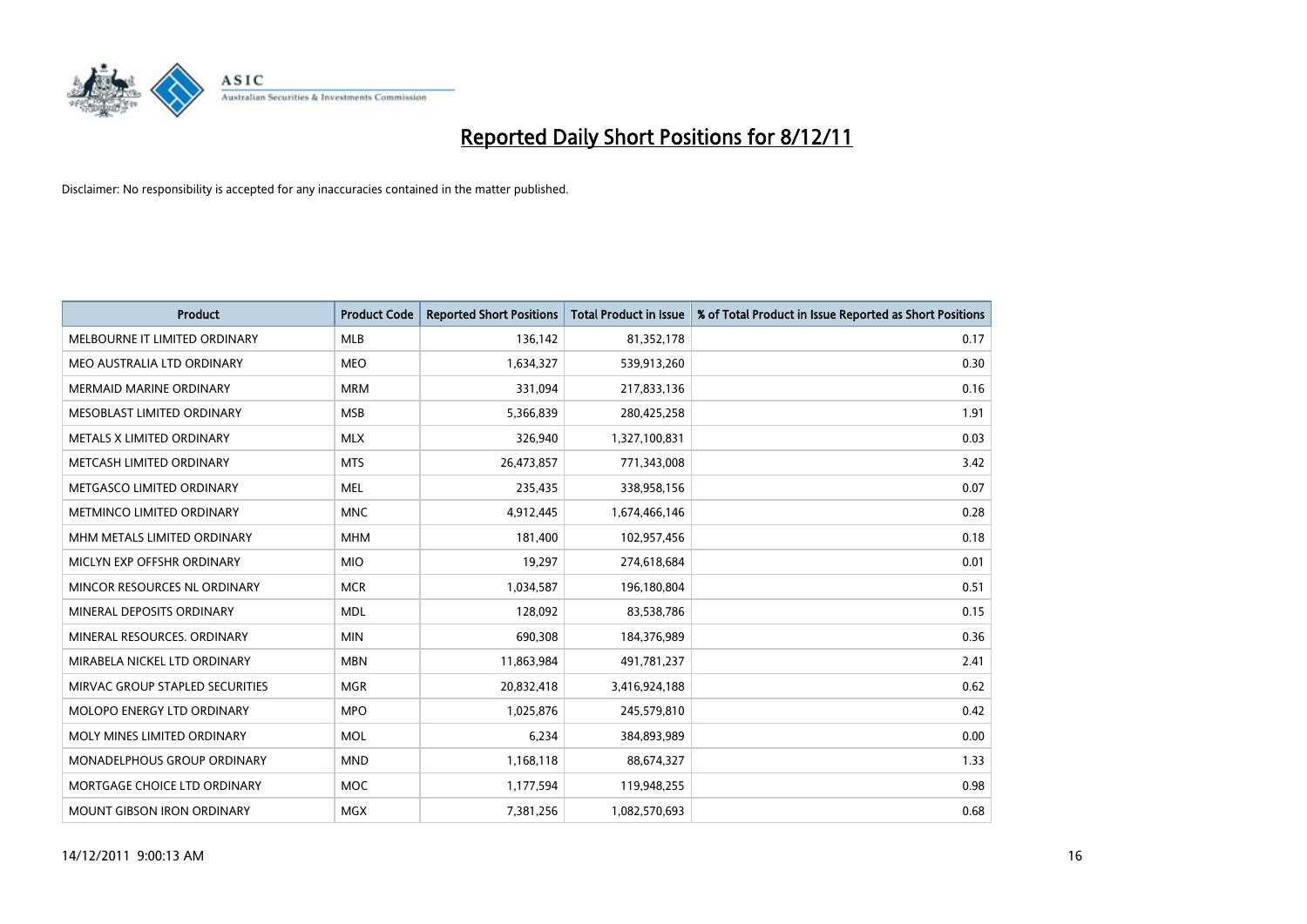# Reported Daily Short Positions for 8/12/11

Disclaimer: No responsibility is accepted for any inaccuracies contained in the matter published.

| Product | Product Code | Reported Short Positions | Total Product in Issue | % of Total Product in Issue Reported as Short Positions |
|---|---|---|---|---|
| MELBOURNE IT LIMITED ORDINARY | MLB | 136,142 | 81,352,178 | 0.17 |
| MEO AUSTRALIA LTD ORDINARY | MEO | 1,634,327 | 539,913,260 | 0.30 |
| MERMAID MARINE ORDINARY | MRM | 331,094 | 217,833,136 | 0.16 |
| MESOBLAST LIMITED ORDINARY | MSB | 5,366,839 | 280,425,258 | 1.91 |
| METALS X LIMITED ORDINARY | MLX | 326,940 | 1,327,100,831 | 0.03 |
| METCASH LIMITED ORDINARY | MTS | 26,473,857 | 771,343,008 | 3.42 |
| METGASCO LIMITED ORDINARY | MEL | 235,435 | 338,958,156 | 0.07 |
| METMINCO LIMITED ORDINARY | MNC | 4,912,445 | 1,674,466,146 | 0.28 |
| MHM METALS LIMITED ORDINARY | MHM | 181,400 | 102,957,456 | 0.18 |
| MICLYN EXP OFFSHR ORDINARY | MIO | 19,297 | 274,618,684 | 0.01 |
| MINCOR RESOURCES NL ORDINARY | MCR | 1,034,587 | 196,180,804 | 0.51 |
| MINERAL DEPOSITS ORDINARY | MDL | 128,092 | 83,538,786 | 0.15 |
| MINERAL RESOURCES. ORDINARY | MIN | 690,308 | 184,376,989 | 0.36 |
| MIRABELA NICKEL LTD ORDINARY | MBN | 11,863,984 | 491,781,237 | 2.41 |
| MIRVAC GROUP STAPLED SECURITIES | MGR | 20,832,418 | 3,416,924,188 | 0.62 |
| MOLOPO ENERGY LTD ORDINARY | MPO | 1,025,876 | 245,579,810 | 0.42 |
| MOLY MINES LIMITED ORDINARY | MOL | 6,234 | 384,893,989 | 0.00 |
| MONADELPHOUS GROUP ORDINARY | MND | 1,168,118 | 88,674,327 | 1.33 |
| MORTGAGE CHOICE LTD ORDINARY | MOC | 1,177,594 | 119,948,255 | 0.98 |
| MOUNT GIBSON IRON ORDINARY | MGX | 7,381,256 | 1,082,570,693 | 0.68 |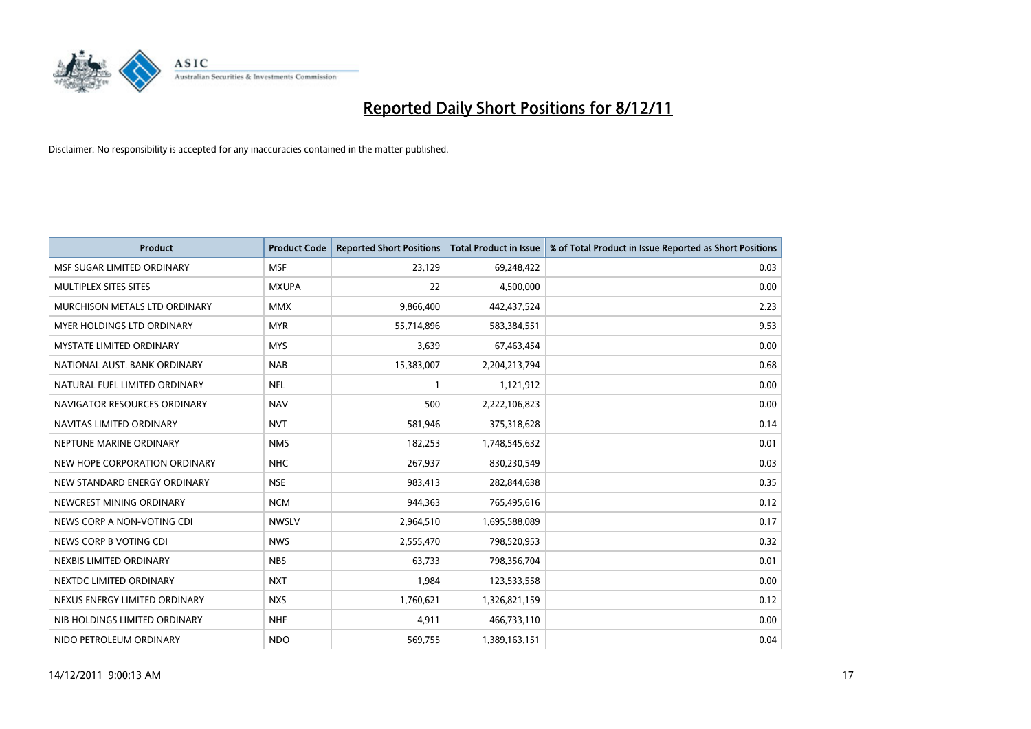# Reported Daily Short Positions for 8/12/11

Disclaimer: No responsibility is accepted for any inaccuracies contained in the matter published.

| Product | Product Code | Reported Short Positions | Total Product in Issue | % of Total Product in Issue Reported as Short Positions |
|---|---|---|---|---|
| MSF SUGAR LIMITED ORDINARY | MSF | 23,129 | 69,248,422 | 0.03 |
| MULTIPLEX SITES SITES | MXUPA | 22 | 4,500,000 | 0.00 |
| MURCHISON METALS LTD ORDINARY | MMX | 9,866,400 | 442,437,524 | 2.23 |
| MYER HOLDINGS LTD ORDINARY | MYR | 55,714,896 | 583,384,551 | 9.53 |
| MYSTATE LIMITED ORDINARY | MYS | 3,639 | 67,463,454 | 0.00 |
| NATIONAL AUST. BANK ORDINARY | NAB | 15,383,007 | 2,204,213,794 | 0.68 |
| NATURAL FUEL LIMITED ORDINARY | NFL | 1 | 1,121,912 | 0.00 |
| NAVIGATOR RESOURCES ORDINARY | NAV | 500 | 2,222,106,823 | 0.00 |
| NAVITAS LIMITED ORDINARY | NVT | 581,946 | 375,318,628 | 0.14 |
| NEPTUNE MARINE ORDINARY | NMS | 182,253 | 1,748,545,632 | 0.01 |
| NEW HOPE CORPORATION ORDINARY | NHC | 267,937 | 830,230,549 | 0.03 |
| NEW STANDARD ENERGY ORDINARY | NSE | 983,413 | 282,844,638 | 0.35 |
| NEWCREST MINING ORDINARY | NCM | 944,363 | 765,495,616 | 0.12 |
| NEWS CORP A NON-VOTING CDI | NWSLV | 2,964,510 | 1,695,588,089 | 0.17 |
| NEWS CORP B VOTING CDI | NWS | 2,555,470 | 798,520,953 | 0.32 |
| NEXBIS LIMITED ORDINARY | NBS | 63,733 | 798,356,704 | 0.01 |
| NEXTDC LIMITED ORDINARY | NXT | 1,984 | 123,533,558 | 0.00 |
| NEXUS ENERGY LIMITED ORDINARY | NXS | 1,760,621 | 1,326,821,159 | 0.12 |
| NIB HOLDINGS LIMITED ORDINARY | NHF | 4,911 | 466,733,110 | 0.00 |
| NIDO PETROLEUM ORDINARY | NDO | 569,755 | 1,389,163,151 | 0.04 |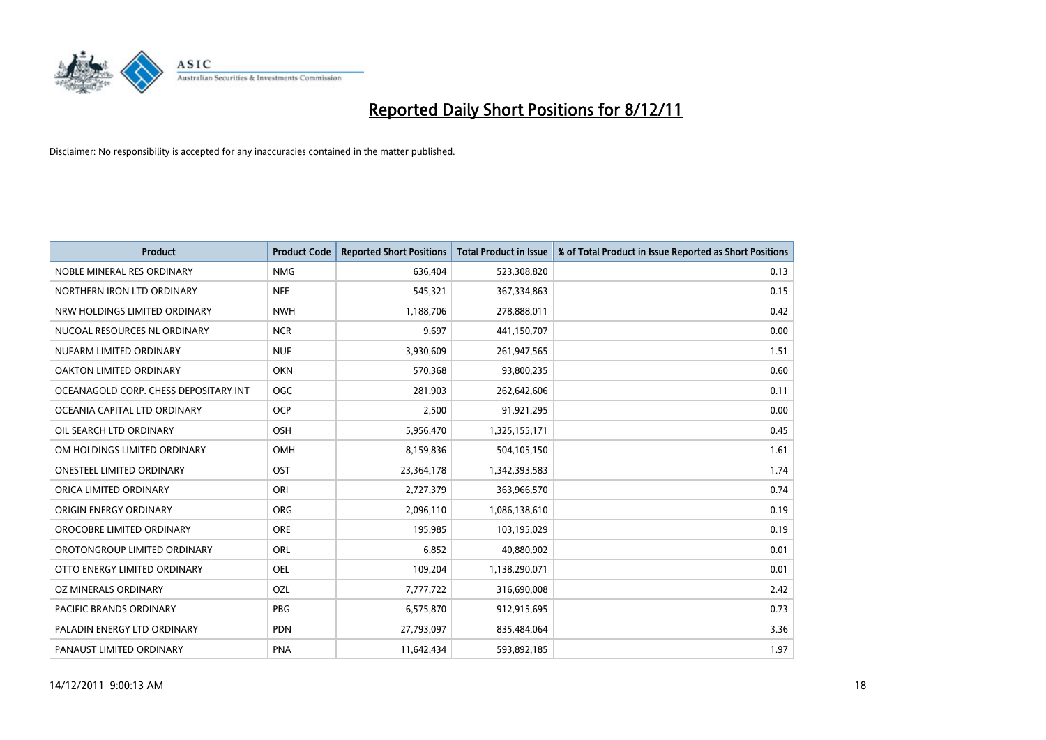# Reported Daily Short Positions for 8/12/11

Disclaimer: No responsibility is accepted for any inaccuracies contained in the matter published.

| Product | Product Code | Reported Short Positions | Total Product in Issue | % of Total Product in Issue Reported as Short Positions |
|---|---|---|---|---|
| NOBLE MINERAL RES ORDINARY | NMG | 636,404 | 523,308,820 | 0.13 |
| NORTHERN IRON LTD ORDINARY | NFE | 545,321 | 367,334,863 | 0.15 |
| NRW HOLDINGS LIMITED ORDINARY | NWH | 1,188,706 | 278,888,011 | 0.42 |
| NUCOAL RESOURCES NL ORDINARY | NCR | 9,697 | 441,150,707 | 0.00 |
| NUFARM LIMITED ORDINARY | NUF | 3,930,609 | 261,947,565 | 1.51 |
| OAKTON LIMITED ORDINARY | OKN | 570,368 | 93,800,235 | 0.60 |
| OCEANAGOLD CORP. CHESS DEPOSITARY INT | OGC | 281,903 | 262,642,606 | 0.11 |
| OCEANIA CAPITAL LTD ORDINARY | OCP | 2,500 | 91,921,295 | 0.00 |
| OIL SEARCH LTD ORDINARY | OSH | 5,956,470 | 1,325,155,171 | 0.45 |
| OM HOLDINGS LIMITED ORDINARY | OMH | 8,159,836 | 504,105,150 | 1.61 |
| ONESTEEL LIMITED ORDINARY | OST | 23,364,178 | 1,342,393,583 | 1.74 |
| ORICA LIMITED ORDINARY | ORI | 2,727,379 | 363,966,570 | 0.74 |
| ORIGIN ENERGY ORDINARY | ORG | 2,096,110 | 1,086,138,610 | 0.19 |
| OROCOBRE LIMITED ORDINARY | ORE | 195,985 | 103,195,029 | 0.19 |
| OROTONGROUP LIMITED ORDINARY | ORL | 6,852 | 40,880,902 | 0.01 |
| OTTO ENERGY LIMITED ORDINARY | OEL | 109,204 | 1,138,290,071 | 0.01 |
| OZ MINERALS ORDINARY | OZL | 7,777,722 | 316,690,008 | 2.42 |
| PACIFIC BRANDS ORDINARY | PBG | 6,575,870 | 912,915,695 | 0.73 |
| PALADIN ENERGY LTD ORDINARY | PDN | 27,793,097 | 835,484,064 | 3.36 |
| PANAUST LIMITED ORDINARY | PNA | 11,642,434 | 593,892,185 | 1.97 |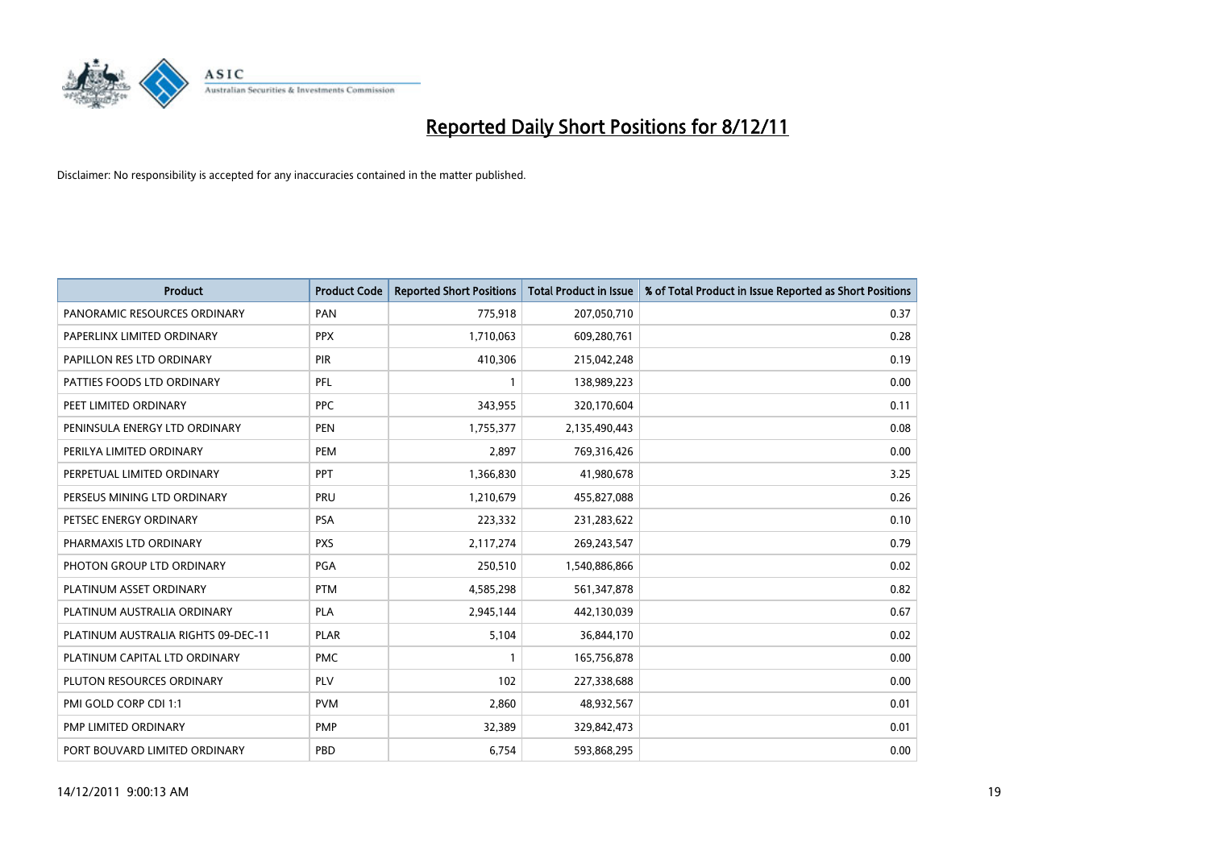# Reported Daily Short Positions for 8/12/11

Disclaimer: No responsibility is accepted for any inaccuracies contained in the matter published.

| Product | Product Code | Reported Short Positions | Total Product in Issue | % of Total Product in Issue Reported as Short Positions |
|---|---|---|---|---|
| PANORAMIC RESOURCES ORDINARY | PAN | 775,918 | 207,050,710 | 0.37 |
| PAPERLINX LIMITED ORDINARY | PPX | 1,710,063 | 609,280,761 | 0.28 |
| PAPILLON RES LTD ORDINARY | PIR | 410,306 | 215,042,248 | 0.19 |
| PATTIES FOODS LTD ORDINARY | PFL | 1 | 138,989,223 | 0.00 |
| PEET LIMITED ORDINARY | PPC | 343,955 | 320,170,604 | 0.11 |
| PENINSULA ENERGY LTD ORDINARY | PEN | 1,755,377 | 2,135,490,443 | 0.08 |
| PERILYA LIMITED ORDINARY | PEM | 2,897 | 769,316,426 | 0.00 |
| PERPETUAL LIMITED ORDINARY | PPT | 1,366,830 | 41,980,678 | 3.25 |
| PERSEUS MINING LTD ORDINARY | PRU | 1,210,679 | 455,827,088 | 0.26 |
| PETSEC ENERGY ORDINARY | PSA | 223,332 | 231,283,622 | 0.10 |
| PHARMAXIS LTD ORDINARY | PXS | 2,117,274 | 269,243,547 | 0.79 |
| PHOTON GROUP LTD ORDINARY | PGA | 250,510 | 1,540,886,866 | 0.02 |
| PLATINUM ASSET ORDINARY | PTM | 4,585,298 | 561,347,878 | 0.82 |
| PLATINUM AUSTRALIA ORDINARY | PLA | 2,945,144 | 442,130,039 | 0.67 |
| PLATINUM AUSTRALIA RIGHTS 09-DEC-11 | PLAR | 5,104 | 36,844,170 | 0.02 |
| PLATINUM CAPITAL LTD ORDINARY | PMC | 1 | 165,756,878 | 0.00 |
| PLUTON RESOURCES ORDINARY | PLV | 102 | 227,338,688 | 0.00 |
| PMI GOLD CORP CDI 1:1 | PVM | 2,860 | 48,932,567 | 0.01 |
| PMP LIMITED ORDINARY | PMP | 32,389 | 329,842,473 | 0.01 |
| PORT BOUVARD LIMITED ORDINARY | PBD | 6,754 | 593,868,295 | 0.00 |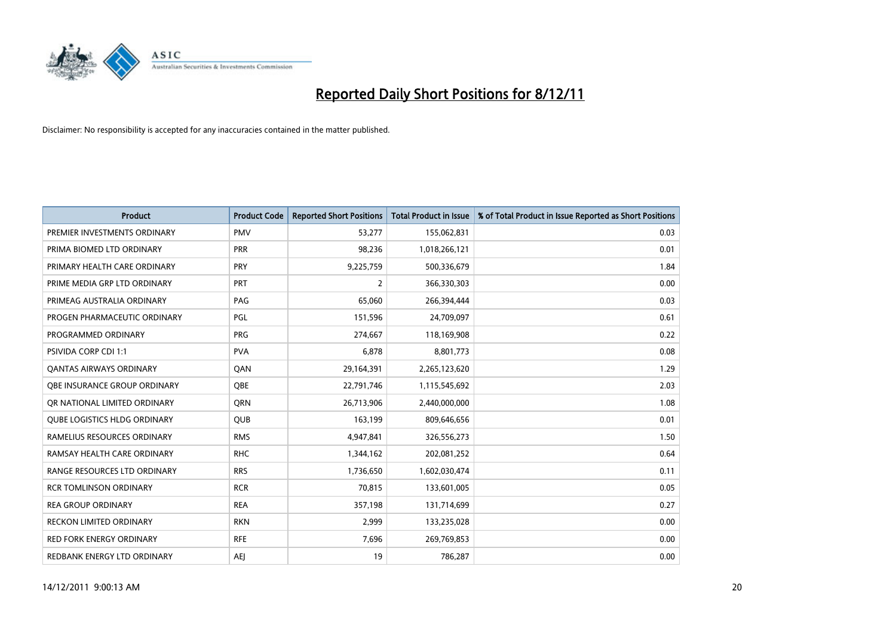# Reported Daily Short Positions for 8/12/11

Disclaimer: No responsibility is accepted for any inaccuracies contained in the matter published.

| Product | Product Code | Reported Short Positions | Total Product in Issue | % of Total Product in Issue Reported as Short Positions |
|---|---|---|---|---|
| PREMIER INVESTMENTS ORDINARY | PMV | 53,277 | 155,062,831 | 0.03 |
| PRIMA BIOMED LTD ORDINARY | PRR | 98,236 | 1,018,266,121 | 0.01 |
| PRIMARY HEALTH CARE ORDINARY | PRY | 9,225,759 | 500,336,679 | 1.84 |
| PRIME MEDIA GRP LTD ORDINARY | PRT | 2 | 366,330,303 | 0.00 |
| PRIMEAG AUSTRALIA ORDINARY | PAG | 65,060 | 266,394,444 | 0.03 |
| PROGEN PHARMACEUTIC ORDINARY | PGL | 151,596 | 24,709,097 | 0.61 |
| PROGRAMMED ORDINARY | PRG | 274,667 | 118,169,908 | 0.22 |
| PSIVIDA CORP CDI 1:1 | PVA | 6,878 | 8,801,773 | 0.08 |
| QANTAS AIRWAYS ORDINARY | QAN | 29,164,391 | 2,265,123,620 | 1.29 |
| QBE INSURANCE GROUP ORDINARY | QBE | 22,791,746 | 1,115,545,692 | 2.03 |
| QR NATIONAL LIMITED ORDINARY | QRN | 26,713,906 | 2,440,000,000 | 1.08 |
| QUBE LOGISTICS HLDG ORDINARY | QUB | 163,199 | 809,646,656 | 0.01 |
| RAMELIUS RESOURCES ORDINARY | RMS | 4,947,841 | 326,556,273 | 1.50 |
| RAMSAY HEALTH CARE ORDINARY | RHC | 1,344,162 | 202,081,252 | 0.64 |
| RANGE RESOURCES LTD ORDINARY | RRS | 1,736,650 | 1,602,030,474 | 0.11 |
| RCR TOMLINSON ORDINARY | RCR | 70,815 | 133,601,005 | 0.05 |
| REA GROUP ORDINARY | REA | 357,198 | 131,714,699 | 0.27 |
| RECKON LIMITED ORDINARY | RKN | 2,999 | 133,235,028 | 0.00 |
| RED FORK ENERGY ORDINARY | RFE | 7,696 | 269,769,853 | 0.00 |
| REDBANK ENERGY LTD ORDINARY | AEJ | 19 | 786,287 | 0.00 |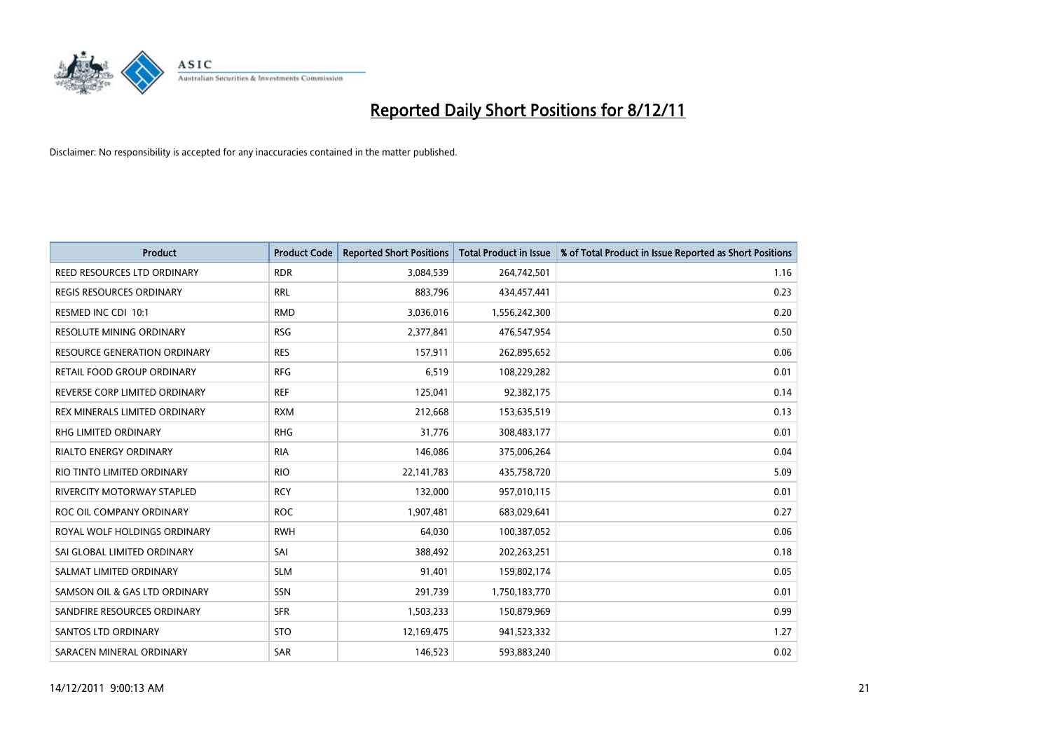# Reported Daily Short Positions for 8/12/11

Disclaimer: No responsibility is accepted for any inaccuracies contained in the matter published.

| Product | Product Code | Reported Short Positions | Total Product in Issue | % of Total Product in Issue Reported as Short Positions |
|---|---|---|---|---|
| REED RESOURCES LTD ORDINARY | RDR | 3,084,539 | 264,742,501 | 1.16 |
| REGIS RESOURCES ORDINARY | RRL | 883,796 | 434,457,441 | 0.23 |
| RESMED INC CDI 10:1 | RMD | 3,036,016 | 1,556,242,300 | 0.20 |
| RESOLUTE MINING ORDINARY | RSG | 2,377,841 | 476,547,954 | 0.50 |
| RESOURCE GENERATION ORDINARY | RES | 157,911 | 262,895,652 | 0.06 |
| RETAIL FOOD GROUP ORDINARY | RFG | 6,519 | 108,229,282 | 0.01 |
| REVERSE CORP LIMITED ORDINARY | REF | 125,041 | 92,382,175 | 0.14 |
| REX MINERALS LIMITED ORDINARY | RXM | 212,668 | 153,635,519 | 0.13 |
| RHG LIMITED ORDINARY | RHG | 31,776 | 308,483,177 | 0.01 |
| RIALTO ENERGY ORDINARY | RIA | 146,086 | 375,006,264 | 0.04 |
| RIO TINTO LIMITED ORDINARY | RIO | 22,141,783 | 435,758,720 | 5.09 |
| RIVERCITY MOTORWAY STAPLED | RCY | 132,000 | 957,010,115 | 0.01 |
| ROC OIL COMPANY ORDINARY | ROC | 1,907,481 | 683,029,641 | 0.27 |
| ROYAL WOLF HOLDINGS ORDINARY | RWH | 64,030 | 100,387,052 | 0.06 |
| SAI GLOBAL LIMITED ORDINARY | SAI | 388,492 | 202,263,251 | 0.18 |
| SALMAT LIMITED ORDINARY | SLM | 91,401 | 159,802,174 | 0.05 |
| SAMSON OIL & GAS LTD ORDINARY | SSN | 291,739 | 1,750,183,770 | 0.01 |
| SANDFIRE RESOURCES ORDINARY | SFR | 1,503,233 | 150,879,969 | 0.99 |
| SANTOS LTD ORDINARY | STO | 12,169,475 | 941,523,332 | 1.27 |
| SARACEN MINERAL ORDINARY | SAR | 146,523 | 593,883,240 | 0.02 |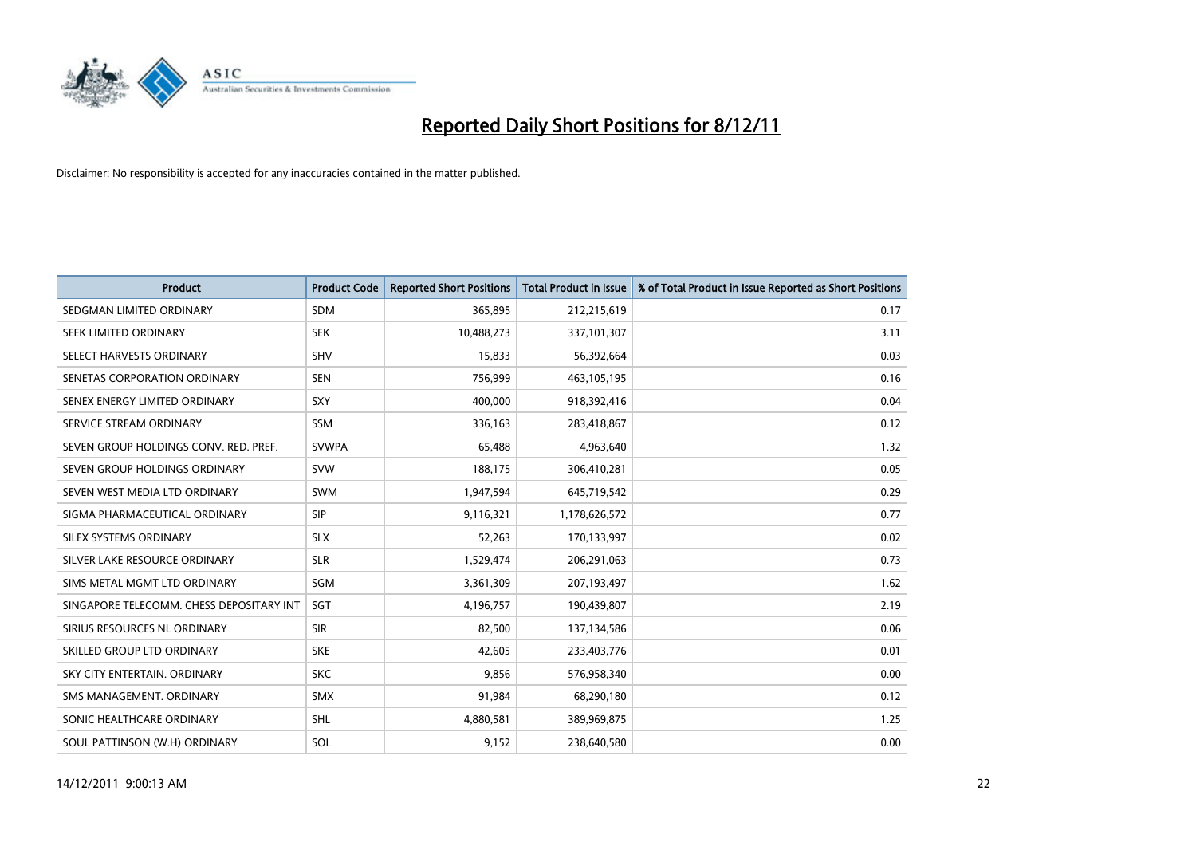# Reported Daily Short Positions for 8/12/11

Disclaimer: No responsibility is accepted for any inaccuracies contained in the matter published.

| Product | Product Code | Reported Short Positions | Total Product in Issue | % of Total Product in Issue Reported as Short Positions |
|---|---|---|---|---|
| SEDGMAN LIMITED ORDINARY | SDM | 365,895 | 212,215,619 | 0.17 |
| SEEK LIMITED ORDINARY | SEK | 10,488,273 | 337,101,307 | 3.11 |
| SELECT HARVESTS ORDINARY | SHV | 15,833 | 56,392,664 | 0.03 |
| SENETAS CORPORATION ORDINARY | SEN | 756,999 | 463,105,195 | 0.16 |
| SENEX ENERGY LIMITED ORDINARY | SXY | 400,000 | 918,392,416 | 0.04 |
| SERVICE STREAM ORDINARY | SSM | 336,163 | 283,418,867 | 0.12 |
| SEVEN GROUP HOLDINGS CONV. RED. PREF. | SVWPA | 65,488 | 4,963,640 | 1.32 |
| SEVEN GROUP HOLDINGS ORDINARY | SVW | 188,175 | 306,410,281 | 0.05 |
| SEVEN WEST MEDIA LTD ORDINARY | SWM | 1,947,594 | 645,719,542 | 0.29 |
| SIGMA PHARMACEUTICAL ORDINARY | SIP | 9,116,321 | 1,178,626,572 | 0.77 |
| SILEX SYSTEMS ORDINARY | SLX | 52,263 | 170,133,997 | 0.02 |
| SILVER LAKE RESOURCE ORDINARY | SLR | 1,529,474 | 206,291,063 | 0.73 |
| SIMS METAL MGMT LTD ORDINARY | SGM | 3,361,309 | 207,193,497 | 1.62 |
| SINGAPORE TELECOMM. CHESS DEPOSITARY INT | SGT | 4,196,757 | 190,439,807 | 2.19 |
| SIRIUS RESOURCES NL ORDINARY | SIR | 82,500 | 137,134,586 | 0.06 |
| SKILLED GROUP LTD ORDINARY | SKE | 42,605 | 233,403,776 | 0.01 |
| SKY CITY ENTERTAIN. ORDINARY | SKC | 9,856 | 576,958,340 | 0.00 |
| SMS MANAGEMENT. ORDINARY | SMX | 91,984 | 68,290,180 | 0.12 |
| SONIC HEALTHCARE ORDINARY | SHL | 4,880,581 | 389,969,875 | 1.25 |
| SOUL PATTINSON (W.H) ORDINARY | SOL | 9,152 | 238,640,580 | 0.00 |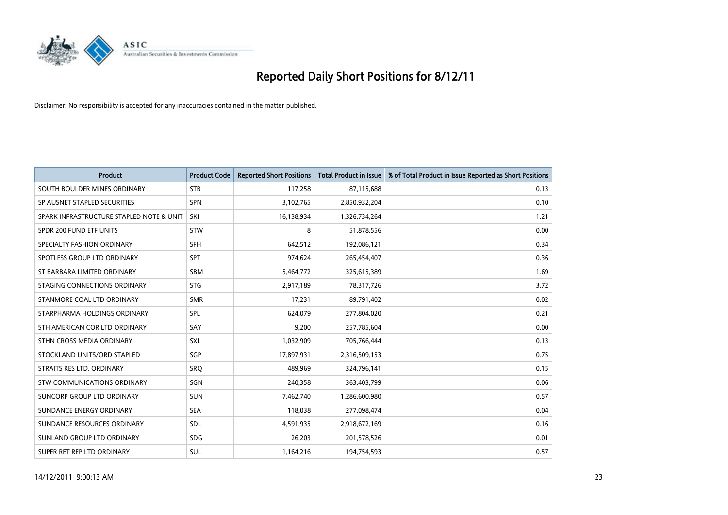# Reported Daily Short Positions for 8/12/11

Disclaimer: No responsibility is accepted for any inaccuracies contained in the matter published.

| Product | Product Code | Reported Short Positions | Total Product in Issue | % of Total Product in Issue Reported as Short Positions |
|---|---|---|---|---|
| SOUTH BOULDER MINES ORDINARY | STB | 117,258 | 87,115,688 | 0.13 |
| SP AUSNET STAPLED SECURITIES | SPN | 3,102,765 | 2,850,932,204 | 0.10 |
| SPARK INFRASTRUCTURE STAPLED NOTE & UNIT | SKI | 16,138,934 | 1,326,734,264 | 1.21 |
| SPDR 200 FUND ETF UNITS | STW | 8 | 51,878,556 | 0.00 |
| SPECIALTY FASHION ORDINARY | SFH | 642,512 | 192,086,121 | 0.34 |
| SPOTLESS GROUP LTD ORDINARY | SPT | 974,624 | 265,454,407 | 0.36 |
| ST BARBARA LIMITED ORDINARY | SBM | 5,464,772 | 325,615,389 | 1.69 |
| STAGING CONNECTIONS ORDINARY | STG | 2,917,189 | 78,317,726 | 3.72 |
| STANMORE COAL LTD ORDINARY | SMR | 17,231 | 89,791,402 | 0.02 |
| STARPHARMA HOLDINGS ORDINARY | SPL | 624,079 | 277,804,020 | 0.21 |
| STH AMERICAN COR LTD ORDINARY | SAY | 9,200 | 257,785,604 | 0.00 |
| STHN CROSS MEDIA ORDINARY | SXL | 1,032,909 | 705,766,444 | 0.13 |
| STOCKLAND UNITS/ORD STAPLED | SGP | 17,897,931 | 2,316,509,153 | 0.75 |
| STRAITS RES LTD. ORDINARY | SRQ | 489,969 | 324,796,141 | 0.15 |
| STW COMMUNICATIONS ORDINARY | SGN | 240,358 | 363,403,799 | 0.06 |
| SUNCORP GROUP LTD ORDINARY | SUN | 7,462,740 | 1,286,600,980 | 0.57 |
| SUNDANCE ENERGY ORDINARY | SEA | 118,038 | 277,098,474 | 0.04 |
| SUNDANCE RESOURCES ORDINARY | SDL | 4,591,935 | 2,918,672,169 | 0.16 |
| SUNLAND GROUP LTD ORDINARY | SDG | 26,203 | 201,578,526 | 0.01 |
| SUPER RET REP LTD ORDINARY | SUL | 1,164,216 | 194,754,593 | 0.57 |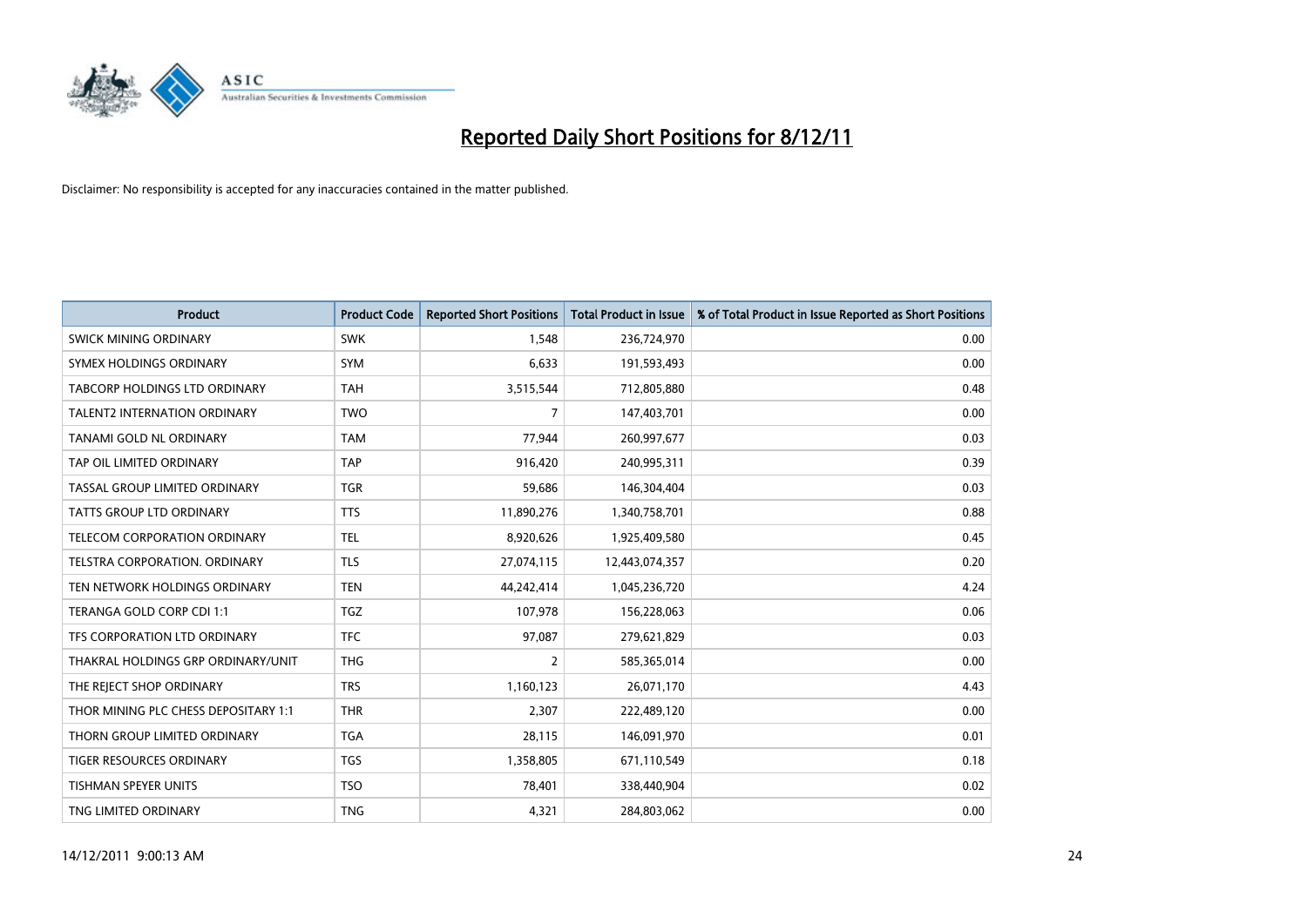# Reported Daily Short Positions for 8/12/11

Disclaimer: No responsibility is accepted for any inaccuracies contained in the matter published.

| Product | Product Code | Reported Short Positions | Total Product in Issue | % of Total Product in Issue Reported as Short Positions |
|---|---|---|---|---|
| SWICK MINING ORDINARY | SWK | 1,548 | 236,724,970 | 0.00 |
| SYMEX HOLDINGS ORDINARY | SYM | 6,633 | 191,593,493 | 0.00 |
| TABCORP HOLDINGS LTD ORDINARY | TAH | 3,515,544 | 712,805,880 | 0.48 |
| TALENT2 INTERNATION ORDINARY | TWO | 7 | 147,403,701 | 0.00 |
| TANAMI GOLD NL ORDINARY | TAM | 77,944 | 260,997,677 | 0.03 |
| TAP OIL LIMITED ORDINARY | TAP | 916,420 | 240,995,311 | 0.39 |
| TASSAL GROUP LIMITED ORDINARY | TGR | 59,686 | 146,304,404 | 0.03 |
| TATTS GROUP LTD ORDINARY | TTS | 11,890,276 | 1,340,758,701 | 0.88 |
| TELECOM CORPORATION ORDINARY | TEL | 8,920,626 | 1,925,409,580 | 0.45 |
| TELSTRA CORPORATION. ORDINARY | TLS | 27,074,115 | 12,443,074,357 | 0.20 |
| TEN NETWORK HOLDINGS ORDINARY | TEN | 44,242,414 | 1,045,236,720 | 4.24 |
| TERANGA GOLD CORP CDI 1:1 | TGZ | 107,978 | 156,228,063 | 0.06 |
| TFS CORPORATION LTD ORDINARY | TFC | 97,087 | 279,621,829 | 0.03 |
| THAKRAL HOLDINGS GRP ORDINARY/UNIT | THG | 2 | 585,365,014 | 0.00 |
| THE REJECT SHOP ORDINARY | TRS | 1,160,123 | 26,071,170 | 4.43 |
| THOR MINING PLC CHESS DEPOSITARY 1:1 | THR | 2,307 | 222,489,120 | 0.00 |
| THORN GROUP LIMITED ORDINARY | TGA | 28,115 | 146,091,970 | 0.01 |
| TIGER RESOURCES ORDINARY | TGS | 1,358,805 | 671,110,549 | 0.18 |
| TISHMAN SPEYER UNITS | TSO | 78,401 | 338,440,904 | 0.02 |
| TNG LIMITED ORDINARY | TNG | 4,321 | 284,803,062 | 0.00 |

14/12/2011 9:00:13 AM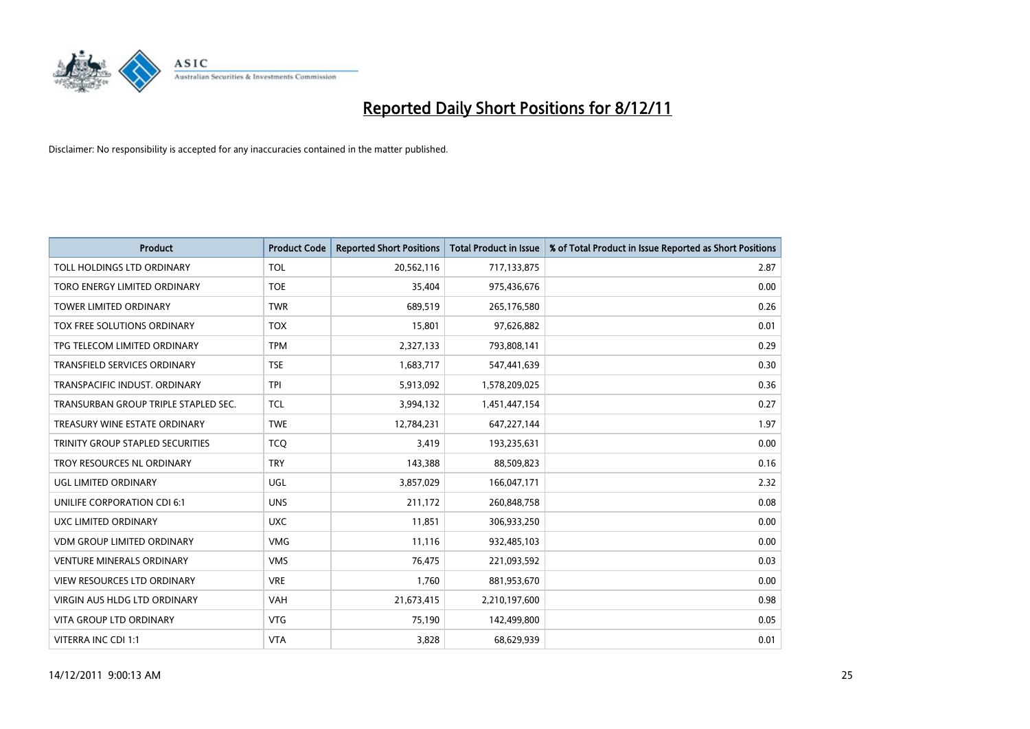# Reported Daily Short Positions for 8/12/11

Disclaimer: No responsibility is accepted for any inaccuracies contained in the matter published.

| Product | Product Code | Reported Short Positions | Total Product in Issue | % of Total Product in Issue Reported as Short Positions |
|---|---|---|---|---|
| TOLL HOLDINGS LTD ORDINARY | TOL | 20,562,116 | 717,133,875 | 2.87 |
| TORO ENERGY LIMITED ORDINARY | TOE | 35,404 | 975,436,676 | 0.00 |
| TOWER LIMITED ORDINARY | TWR | 689,519 | 265,176,580 | 0.26 |
| TOX FREE SOLUTIONS ORDINARY | TOX | 15,801 | 97,626,882 | 0.01 |
| TPG TELECOM LIMITED ORDINARY | TPM | 2,327,133 | 793,808,141 | 0.29 |
| TRANSFIELD SERVICES ORDINARY | TSE | 1,683,717 | 547,441,639 | 0.30 |
| TRANSPACIFIC INDUST. ORDINARY | TPI | 5,913,092 | 1,578,209,025 | 0.36 |
| TRANSURBAN GROUP TRIPLE STAPLED SEC. | TCL | 3,994,132 | 1,451,447,154 | 0.27 |
| TREASURY WINE ESTATE ORDINARY | TWE | 12,784,231 | 647,227,144 | 1.97 |
| TRINITY GROUP STAPLED SECURITIES | TCQ | 3,419 | 193,235,631 | 0.00 |
| TROY RESOURCES NL ORDINARY | TRY | 143,388 | 88,509,823 | 0.16 |
| UGL LIMITED ORDINARY | UGL | 3,857,029 | 166,047,171 | 2.32 |
| UNILIFE CORPORATION CDI 6:1 | UNS | 211,172 | 260,848,758 | 0.08 |
| UXC LIMITED ORDINARY | UXC | 11,851 | 306,933,250 | 0.00 |
| VDM GROUP LIMITED ORDINARY | VMG | 11,116 | 932,485,103 | 0.00 |
| VENTURE MINERALS ORDINARY | VMS | 76,475 | 221,093,592 | 0.03 |
| VIEW RESOURCES LTD ORDINARY | VRE | 1,760 | 881,953,670 | 0.00 |
| VIRGIN AUS HLDG LTD ORDINARY | VAH | 21,673,415 | 2,210,197,600 | 0.98 |
| VITA GROUP LTD ORDINARY | VTG | 75,190 | 142,499,800 | 0.05 |
| VITERRA INC CDI 1:1 | VTA | 3,828 | 68,629,939 | 0.01 |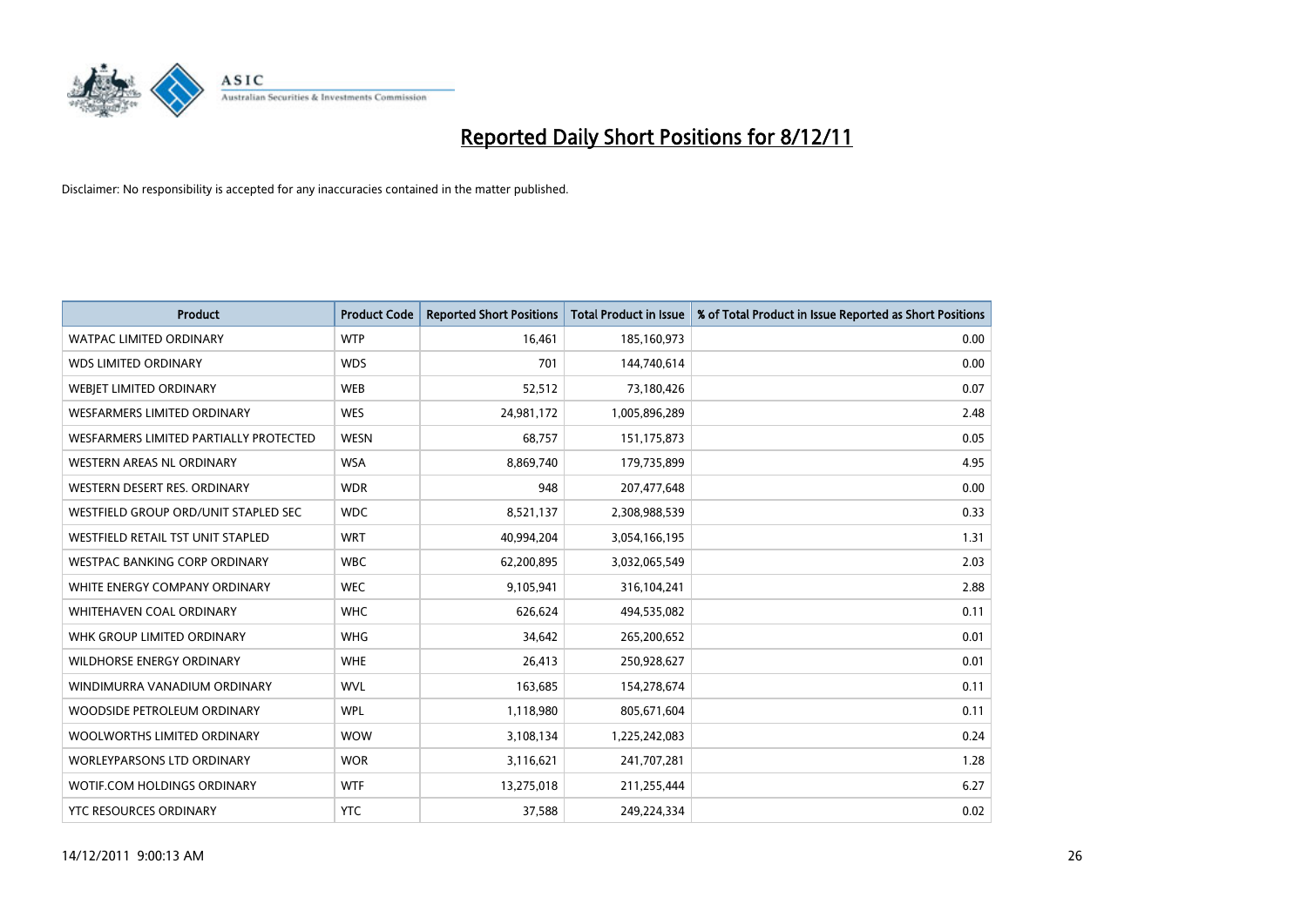# Reported Daily Short Positions for 8/12/11

Disclaimer: No responsibility is accepted for any inaccuracies contained in the matter published.

| Product | Product Code | Reported Short Positions | Total Product in Issue | % of Total Product in Issue Reported as Short Positions |
|---|---|---|---|---|
| WATPAC LIMITED ORDINARY | WTP | 16,461 | 185,160,973 | 0.00 |
| WDS LIMITED ORDINARY | WDS | 701 | 144,740,614 | 0.00 |
| WEBJET LIMITED ORDINARY | WEB | 52,512 | 73,180,426 | 0.07 |
| WESFARMERS LIMITED ORDINARY | WES | 24,981,172 | 1,005,896,289 | 2.48 |
| WESFARMERS LIMITED PARTIALLY PROTECTED | WESN | 68,757 | 151,175,873 | 0.05 |
| WESTERN AREAS NL ORDINARY | WSA | 8,869,740 | 179,735,899 | 4.95 |
| WESTERN DESERT RES. ORDINARY | WDR | 948 | 207,477,648 | 0.00 |
| WESTFIELD GROUP ORD/UNIT STAPLED SEC | WDC | 8,521,137 | 2,308,988,539 | 0.33 |
| WESTFIELD RETAIL TST UNIT STAPLED | WRT | 40,994,204 | 3,054,166,195 | 1.31 |
| WESTPAC BANKING CORP ORDINARY | WBC | 62,200,895 | 3,032,065,549 | 2.03 |
| WHITE ENERGY COMPANY ORDINARY | WEC | 9,105,941 | 316,104,241 | 2.88 |
| WHITEHAVEN COAL ORDINARY | WHC | 626,624 | 494,535,082 | 0.11 |
| WHK GROUP LIMITED ORDINARY | WHG | 34,642 | 265,200,652 | 0.01 |
| WILDHORSE ENERGY ORDINARY | WHE | 26,413 | 250,928,627 | 0.01 |
| WINDIMURRA VANADIUM ORDINARY | WVL | 163,685 | 154,278,674 | 0.11 |
| WOODSIDE PETROLEUM ORDINARY | WPL | 1,118,980 | 805,671,604 | 0.11 |
| WOOLWORTHS LIMITED ORDINARY | WOW | 3,108,134 | 1,225,242,083 | 0.24 |
| WORLEYPARSONS LTD ORDINARY | WOR | 3,116,621 | 241,707,281 | 1.28 |
| WOTIF.COM HOLDINGS ORDINARY | WTF | 13,275,018 | 211,255,444 | 6.27 |
| YTC RESOURCES ORDINARY | YTC | 37,588 | 249,224,334 | 0.02 |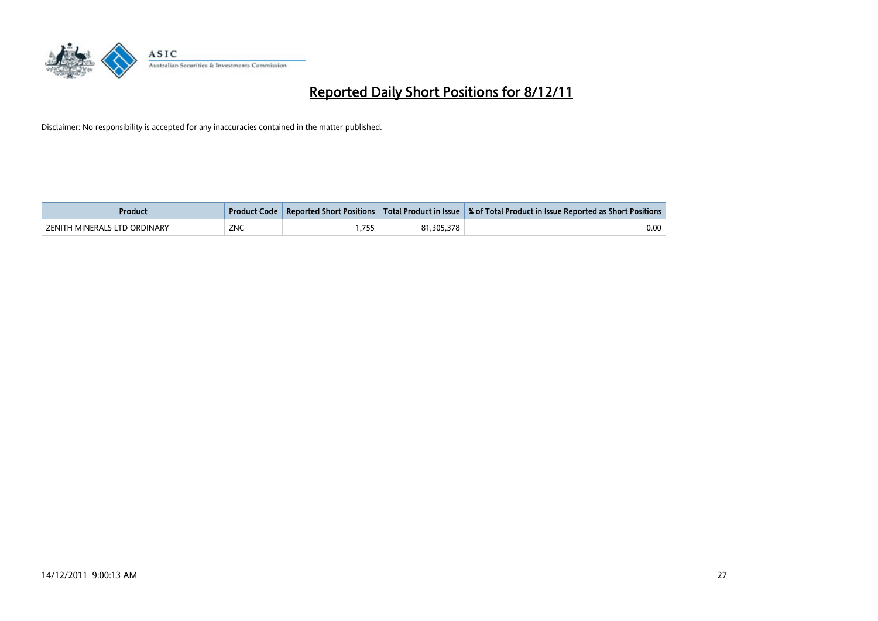# Reported Daily Short Positions for 8/12/11

Disclaimer: No responsibility is accepted for any inaccuracies contained in the matter published.

| Product | Product Code | Reported Short Positions | Total Product in Issue | % of Total Product in Issue Reported as Short Positions |
|---|---|---|---|---|
| ZENITH MINERALS LTD ORDINARY | ZNC | 1,755 | 81,305,378 | 0.00 |